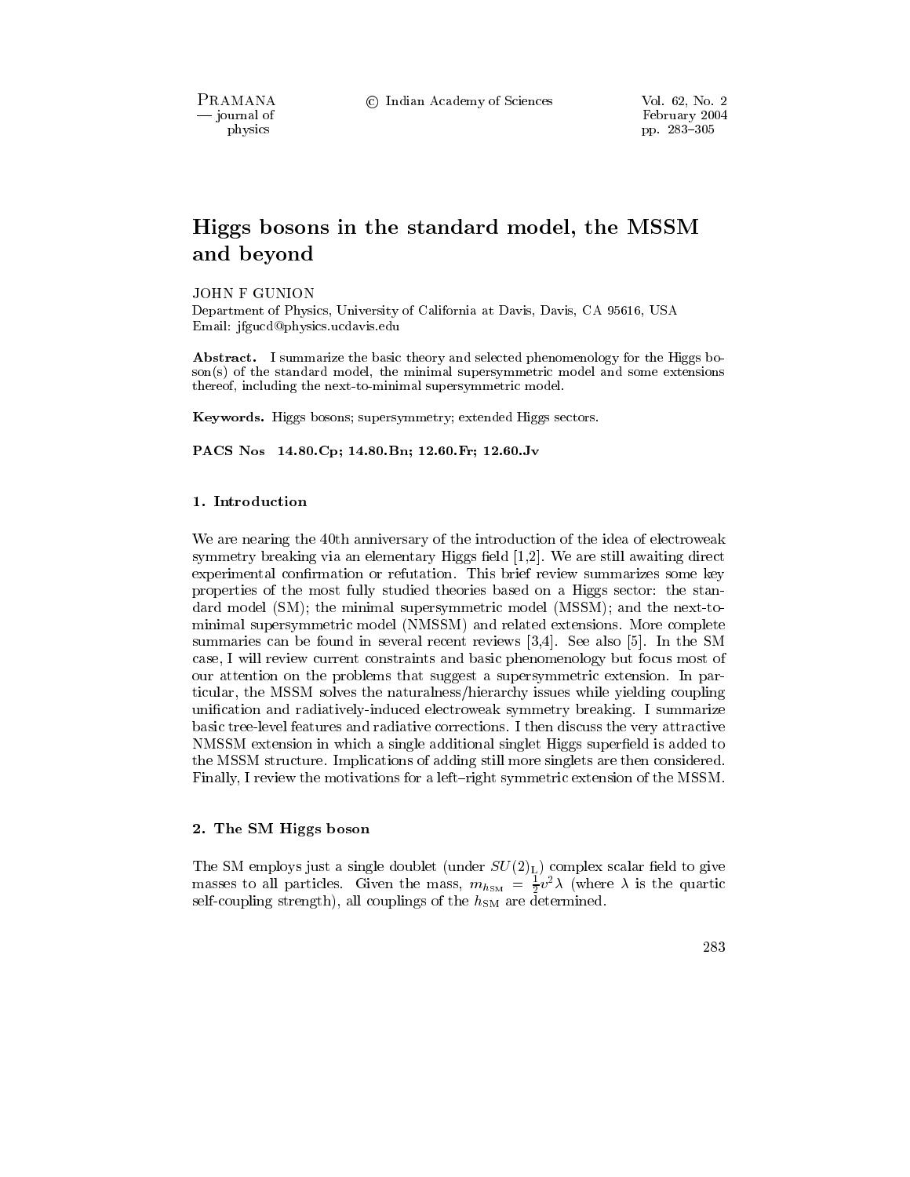# Higgs bosons in the standard model, the MSSM and beyond

JOHN F GUNION

Department of Physics, University of California at Davis, Davis, CA 95616, USA
Email: jfgucd@physics.ucdavis.edu

**Abstract.** I summarize the basic theory and selected phenomenology for the Higgs boson(s) of the standard model, the minimal supersymmetric model and some extensions thereof, including the next-to-minimal supersymmetric model.

**Keywords.** Higgs bosons; supersymmetry; extended Higgs sectors.

**PACS Nos** 14.80.Cp; 14.80.Bn; 12.60.Fr; 12.60.Jv

## 1. Introduction

We are nearing the 40th anniversary of the introduction of the idea of electroweak symmetry breaking via an elementary Higgs field [1,2]. We are still awaiting direct experimental confirmation or refutation. This brief review summarizes some key properties of the most fully studied theories based on a Higgs sector: the standard model (SM); the minimal supersymmetric model (MSSM); and the next-to-minimal supersymmetric model (NMSSM) and related extensions. More complete summaries can be found in several recent reviews [3,4]. See also [5]. In the SM case, I will review current constraints and basic phenomenology but focus most of our attention on the problems that suggest a supersymmetric extension. In particular, the MSSM solves the naturalness/hierarchy issues while yielding coupling unification and radiatively-induced electroweak symmetry breaking. I summarize basic tree-level features and radiative corrections. I then discuss the very attractive NMSSM extension in which a single additional singlet Higgs superfield is added to the MSSM structure. Implications of adding still more singlets are then considered. Finally, I review the motivations for a left–right symmetric extension of the MSSM.

## 2. The SM Higgs boson

The SM employs just a single doublet (under $SU(2)_{\rm L}$) complex scalar field to give masses to all particles. Given the mass, $m_{h_{\rm SM}} = \frac{1}{2}v^2\lambda$ (where $\lambda$ is the quartic self-coupling strength), all couplings of the $h_{\rm SM}$ are determined.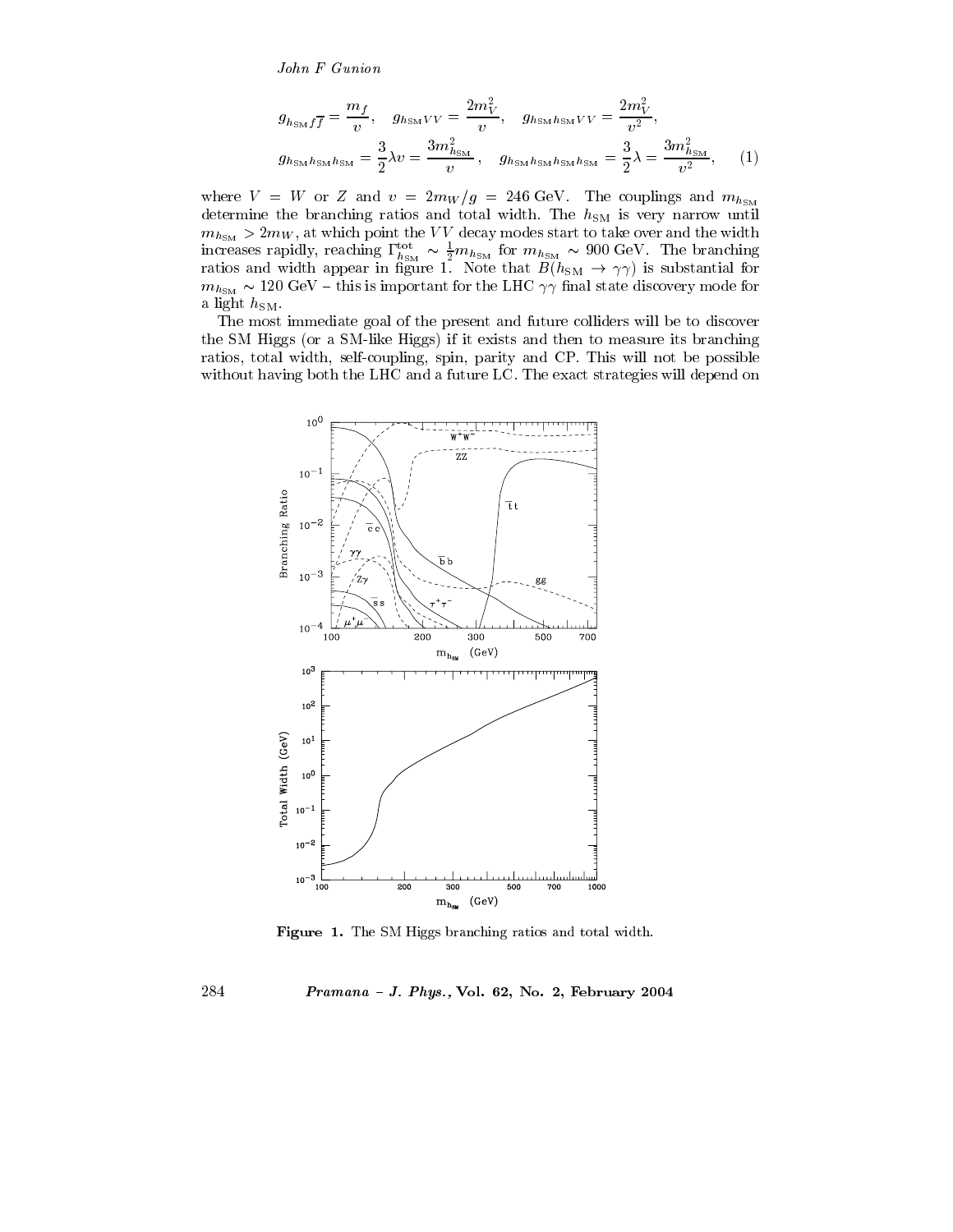$$g_{h_{\rm SM}f\overline{f}} = \frac{m_f}{v}, \quad g_{h_{\rm SM}VV} = \frac{2m_V^2}{v}, \quad g_{h_{\rm SM}h_{\rm SM}VV} = \frac{2m_V^2}{v^2},$$
$$g_{h_{\rm SM}h_{\rm SM}h_{\rm SM}} = \frac{3}{2}\lambda v = \frac{3m_{h_{\rm SM}}^2}{v}, \quad g_{h_{\rm SM}h_{\rm SM}h_{\rm SM}h_{\rm SM}} = \frac{3}{2}\lambda = \frac{3m_{h_{\rm SM}}^2}{v^2}, \qquad (1)$$

where $V = W$ or $Z$ and $v = 2m_W/g = 246$ GeV. The couplings and $m_{h_{\rm SM}}$ determine the branching ratios and total width. The $h_{\rm SM}$ is very narrow until $m_{h_{\rm SM}} > 2m_W$, at which point the $VV$ decay modes start to take over and the width increases rapidly, reaching $\Gamma^{\rm tot}_{h_{\rm SM}} \sim \frac{1}{2}m_{h_{\rm SM}}$ for $m_{h_{\rm SM}} \sim 900$ GeV. The branching ratios and width appear in figure 1. Note that $B(h_{\rm SM} \to \gamma\gamma)$ is substantial for $m_{h_{\rm SM}} \sim 120$ GeV – this is important for the LHC $\gamma\gamma$ final state discovery mode for a light $h_{\rm SM}$.

The most immediate goal of the present and future colliders will be to discover the SM Higgs (or a SM-like Higgs) if it exists and then to measure its branching ratios, total width, self-coupling, spin, parity and CP. This will not be possible without having both the LHC and a future LC. The exact strategies will depend on

**Figure 1.** The SM Higgs branching ratios and total width.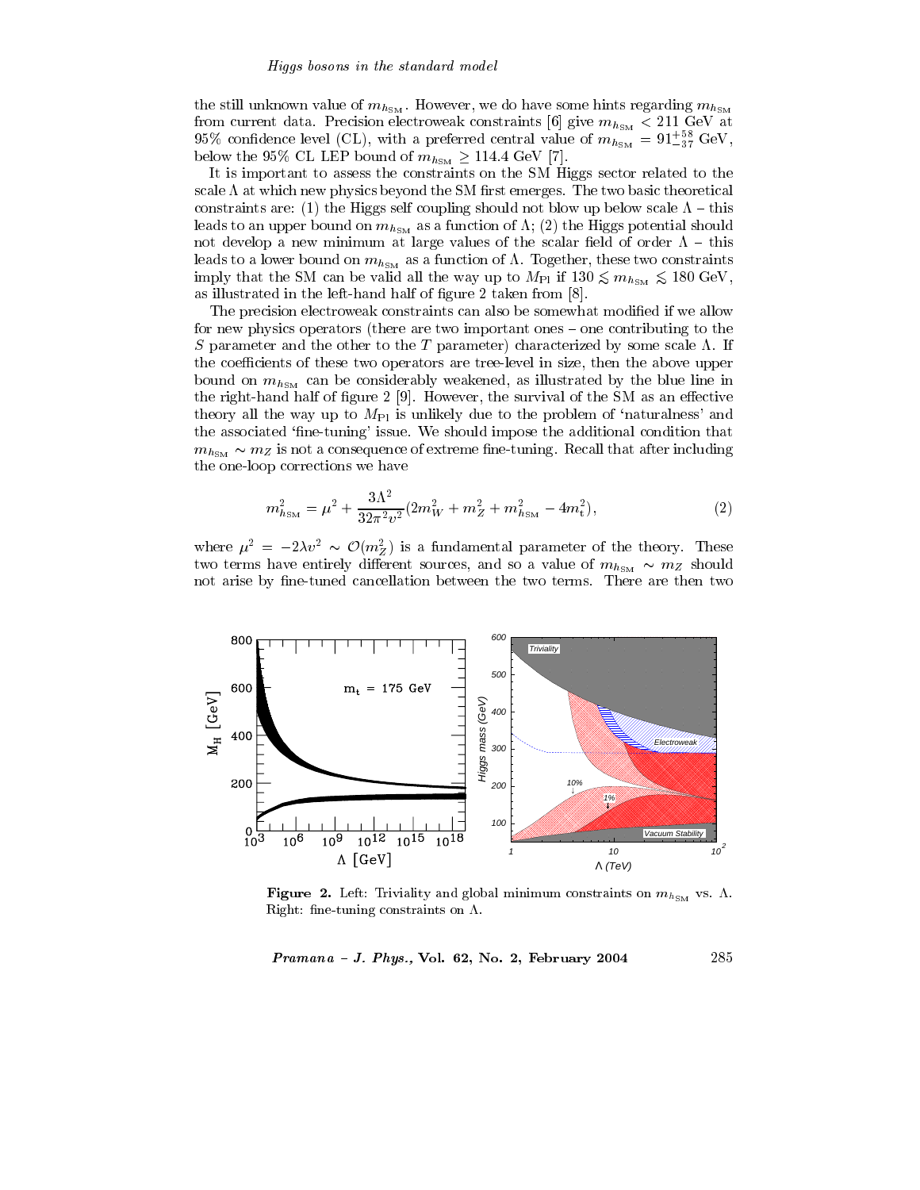the still unknown value of $m_{h_{\rm SM}}$. However, we do have some hints regarding $m_{h_{\rm SM}}$ from current data. Precision electroweak constraints [6] give $m_{h_{\rm SM}} < 211$ GeV at 95% confidence level (CL), with a preferred central value of $m_{h_{\rm SM}} = 91^{+58}_{-37}$ GeV, below the 95% CL LEP bound of $m_{h_{\rm SM}} \geq 114.4$ GeV [7].

It is important to assess the constraints on the SM Higgs sector related to the scale $\Lambda$ at which new physics beyond the SM first emerges. The two basic theoretical constraints are: (1) the Higgs self coupling should not blow up below scale $\Lambda$ – this leads to an upper bound on $m_{h_{\rm SM}}$ as a function of $\Lambda$; (2) the Higgs potential should not develop a new minimum at large values of the scalar field of order $\Lambda$ – this leads to a lower bound on $m_{h_{\rm SM}}$ as a function of $\Lambda$. Together, these two constraints imply that the SM can be valid all the way up to $M_{\rm Pl}$ if $130 \lesssim m_{h_{\rm SM}} \lesssim 180$ GeV, as illustrated in the left-hand half of figure 2 taken from [8].

The precision electroweak constraints can also be somewhat modified if we allow for new physics operators (there are two important ones – one contributing to the $S$ parameter and the other to the $T$ parameter) characterized by some scale $\Lambda$. If the coefficients of these two operators are tree-level in size, then the above upper bound on $m_{h_{\rm SM}}$ can be considerably weakened, as illustrated by the blue line in the right-hand half of figure 2 [9]. However, the survival of the SM as an effective theory all the way up to $M_{\rm Pl}$ is unlikely due to the problem of 'naturalness' and the associated 'fine-tuning' issue. We should impose the additional condition that $m_{h_{\rm SM}} \sim m_Z$ is not a consequence of extreme fine-tuning. Recall that after including the one-loop corrections we have

$$m_{h_{\rm SM}}^2 = \mu^2 + \frac{3\Lambda^2}{32\pi^2 v^2}(2m_W^2 + m_Z^2 + m_{h_{\rm SM}}^2 - 4m_t^2), \tag{2}$$

where $\mu^2 = -2\lambda v^2 \sim \mathcal{O}(m_Z^2)$ is a fundamental parameter of the theory. These two terms have entirely different sources, and so a value of $m_{h_{\rm SM}} \sim m_Z$ should not arise by fine-tuned cancellation between the two terms. There are then two

**Figure 2.** Left: Triviality and global minimum constraints on $m_{h_{\rm SM}}$ vs. $\Lambda$. Right: fine-tuning constraints on $\Lambda$.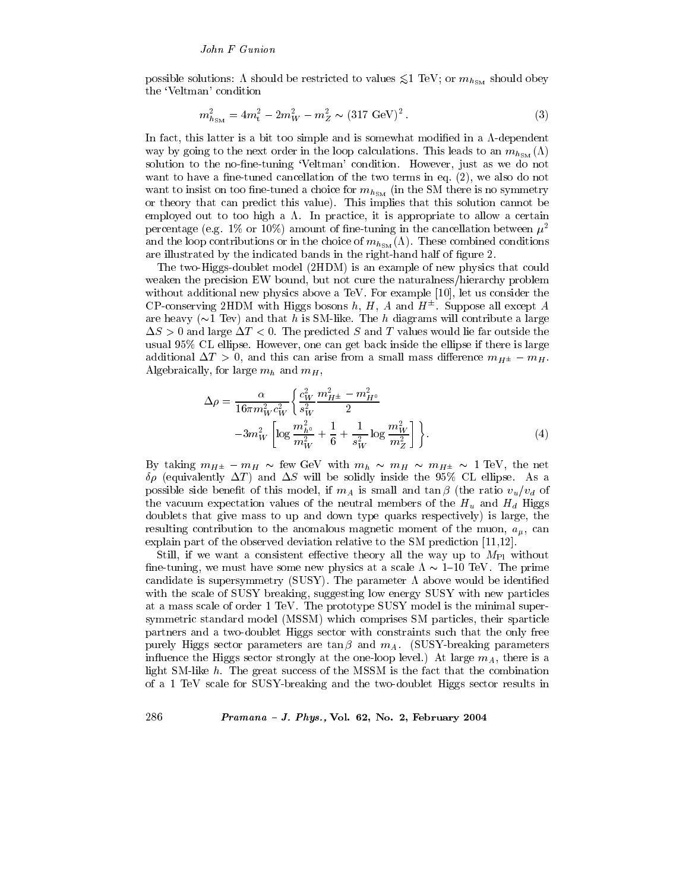possible solutions: $\Lambda$ should be restricted to values $\lesssim$1 TeV; or $m_{h_{\rm SM}}$ should obey the 'Veltman' condition

$$m_{h_{\rm SM}}^2 = 4m_t^2 - 2m_W^2 - m_Z^2 \sim (317\ {\rm GeV})^2\,. \tag{3}$$

In fact, this latter is a bit too simple and is somewhat modified in a $\Lambda$-dependent way by going to the next order in the loop calculations. This leads to an $m_{h_{\rm SM}}(\Lambda)$ solution to the no-fine-tuning 'Veltman' condition. However, just as we do not want to have a fine-tuned cancellation of the two terms in eq. (2), we also do not want to insist on too fine-tuned a choice for $m_{h_{\rm SM}}$ (in the SM there is no symmetry or theory that can predict this value). This implies that this solution cannot be employed out to too high a $\Lambda$. In practice, it is appropriate to allow a certain percentage (e.g. 1% or 10%) amount of fine-tuning in the cancellation between $\mu^2$ and the loop contributions or in the choice of $m_{h_{\rm SM}}(\Lambda)$. These combined conditions are illustrated by the indicated bands in the right-hand half of figure 2.

The two-Higgs-doublet model (2HDM) is an example of new physics that could weaken the precision EW bound, but not cure the naturalness/hierarchy problem without additional new physics above a TeV. For example [10], let us consider the CP-conserving 2HDM with Higgs bosons $h$, $H$, $A$ and $H^\pm$. Suppose all except $A$ are heavy ($\sim$1 Tev) and that $h$ is SM-like. The $h$ diagrams will contribute a large $\Delta S > 0$ and large $\Delta T < 0$. The predicted $S$ and $T$ values would lie far outside the usual 95% CL ellipse. However, one can get back inside the ellipse if there is large additional $\Delta T > 0$, and this can arise from a small mass difference $m_{H^\pm} - m_H$. Algebraically, for large $m_h$ and $m_H$,

$$\Delta\rho = \frac{\alpha}{16\pi m_W^2 c_W^2}\left\{\frac{c_W^2}{s_W^2}\frac{m_{H^\pm}^2 - m_{H^0}^2}{2} \right.$$
$$\left. -3m_W^2\left[\log\frac{m_{h^0}^2}{m_W^2} + \frac{1}{6} + \frac{1}{s_W^2}\log\frac{m_W^2}{m_Z^2}\right]\right\}. \tag{4}$$

By taking $m_{H^\pm} - m_H \sim$ few GeV with $m_h \sim m_H \sim m_{H^\pm} \sim 1$ TeV, the net $\delta\rho$ (equivalently $\Delta T$) and $\Delta S$ will be solidly inside the 95% CL ellipse. As a possible side benefit of this model, if $m_A$ is small and $\tan\beta$ (the ratio $v_u/v_d$ of the vacuum expectation values of the neutral members of the $H_u$ and $H_d$ Higgs doublets that give mass to up and down type quarks respectively) is large, the resulting contribution to the anomalous magnetic moment of the muon, $a_\mu$, can explain part of the observed deviation relative to the SM prediction [11,12].

Still, if we want a consistent effective theory all the way up to $M_{\rm Pl}$ without fine-tuning, we must have some new physics at a scale $\Lambda \sim$ 1–10 TeV. The prime candidate is supersymmetry (SUSY). The parameter $\Lambda$ above would be identified with the scale of SUSY breaking, suggesting low energy SUSY with new particles at a mass scale of order 1 TeV. The prototype SUSY model is the minimal supersymmetric standard model (MSSM) which comprises SM particles, their sparticle partners and a two-doublet Higgs sector with constraints such that the only free purely Higgs sector parameters are $\tan\beta$ and $m_A$. (SUSY-breaking parameters influence the Higgs sector strongly at the one-loop level.) At large $m_A$, there is a light SM-like $h$. The great success of the MSSM is the fact that the combination of a 1 TeV scale for SUSY-breaking and the two-doublet Higgs sector results in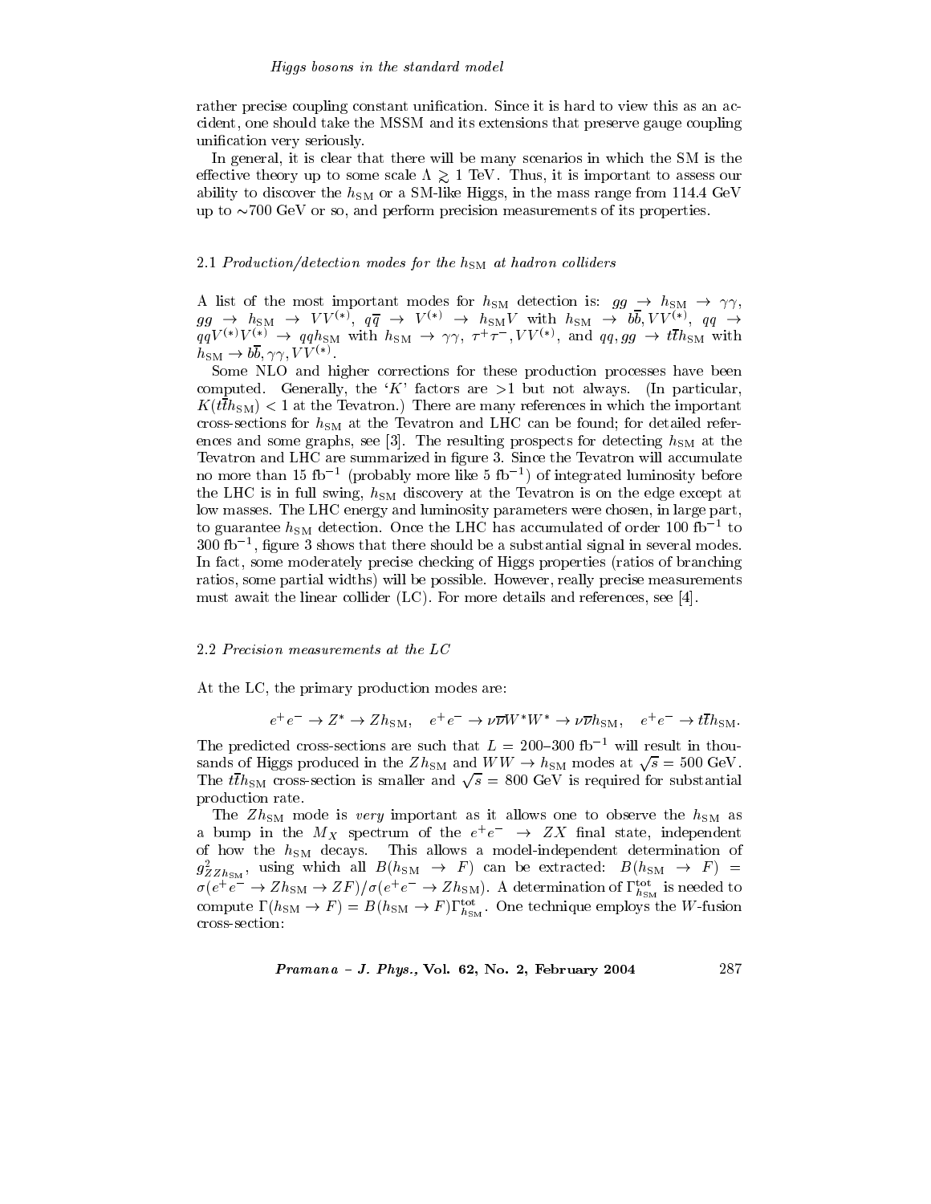rather precise coupling constant unification. Since it is hard to view this as an accident, one should take the MSSM and its extensions that preserve gauge coupling unification very seriously.

In general, it is clear that there will be many scenarios in which the SM is the effective theory up to some scale $\Lambda \gtrsim 1$ TeV. Thus, it is important to assess our ability to discover the $h_{\rm SM}$ or a SM-like Higgs, in the mass range from 114.4 GeV up to ∼700 GeV or so, and perform precision measurements of its properties.

### 2.1 *Production/detection modes for the $h_{\rm SM}$ at hadron colliders*

A list of the most important modes for $h_{\rm SM}$ detection is: $gg \to h_{\rm SM} \to \gamma\gamma$, $gg \to h_{\rm SM} \to VV^{(*)}$, $q\overline{q} \to V^{(*)} \to h_{\rm SM}V$ with $h_{\rm SM} \to b\overline{b}, VV^{(*)}$, $qq \to qqV^{(*)}V^{(*)} \to qqh_{\rm SM}$ with $h_{\rm SM} \to \gamma\gamma$, $\tau^+\tau^-, VV^{(*)}$, and $qq, gg \to t\overline{t}h_{\rm SM}$ with $h_{\rm SM} \to b\overline{b}, \gamma\gamma, VV^{(*)}$.

Some NLO and higher corrections for these production processes have been computed. Generally, the '$K$' factors are $>1$ but not always. (In particular, $K(t\overline{t}h_{\rm SM}) < 1$ at the Tevatron.) There are many references in which the important cross-sections for $h_{\rm SM}$ at the Tevatron and LHC can be found; for detailed references and some graphs, see [3]. The resulting prospects for detecting $h_{\rm SM}$ at the Tevatron and LHC are summarized in figure 3. Since the Tevatron will accumulate no more than 15 fb$^{-1}$ (probably more like 5 fb$^{-1}$) of integrated luminosity before the LHC is in full swing, $h_{\rm SM}$ discovery at the Tevatron is on the edge except at low masses. The LHC energy and luminosity parameters were chosen, in large part, to guarantee $h_{\rm SM}$ detection. Once the LHC has accumulated of order 100 fb$^{-1}$ to 300 fb$^{-1}$, figure 3 shows that there should be a substantial signal in several modes. In fact, some moderately precise checking of Higgs properties (ratios of branching ratios, some partial widths) will be possible. However, really precise measurements must await the linear collider (LC). For more details and references, see [4].

### 2.2 *Precision measurements at the LC*

At the LC, the primary production modes are:

$$e^+e^- \to Z^* \to Zh_{\rm SM}, \quad e^+e^- \to \nu\overline{\nu}W^*W^* \to \nu\overline{\nu}h_{\rm SM}, \quad e^+e^- \to t\overline{t}h_{\rm SM}.$$

The predicted cross-sections are such that $L = 200$–$300$ fb$^{-1}$ will result in thousands of Higgs produced in the $Zh_{\rm SM}$ and $WW \to h_{\rm SM}$ modes at $\sqrt{s} = 500$ GeV. The $t\overline{t}h_{\rm SM}$ cross-section is smaller and $\sqrt{s} = 800$ GeV is required for substantial production rate.

The $Zh_{\rm SM}$ mode is *very* important as it allows one to observe the $h_{\rm SM}$ as a bump in the $M_X$ spectrum of the $e^+e^- \to ZX$ final state, independent of how the $h_{\rm SM}$ decays. This allows a model-independent determination of $g^2_{ZZh_{\rm SM}}$, using which all $B(h_{\rm SM} \to F)$ can be extracted: $B(h_{\rm SM} \to F) = \sigma(e^+e^- \to Zh_{\rm SM} \to ZF)/\sigma(e^+e^- \to Zh_{\rm SM})$. A determination of $\Gamma^{\rm tot}_{h_{\rm SM}}$ is needed to compute $\Gamma(h_{\rm SM} \to F) = B(h_{\rm SM} \to F)\Gamma^{\rm tot}_{h_{\rm SM}}$. One technique employs the $W$-fusion cross-section: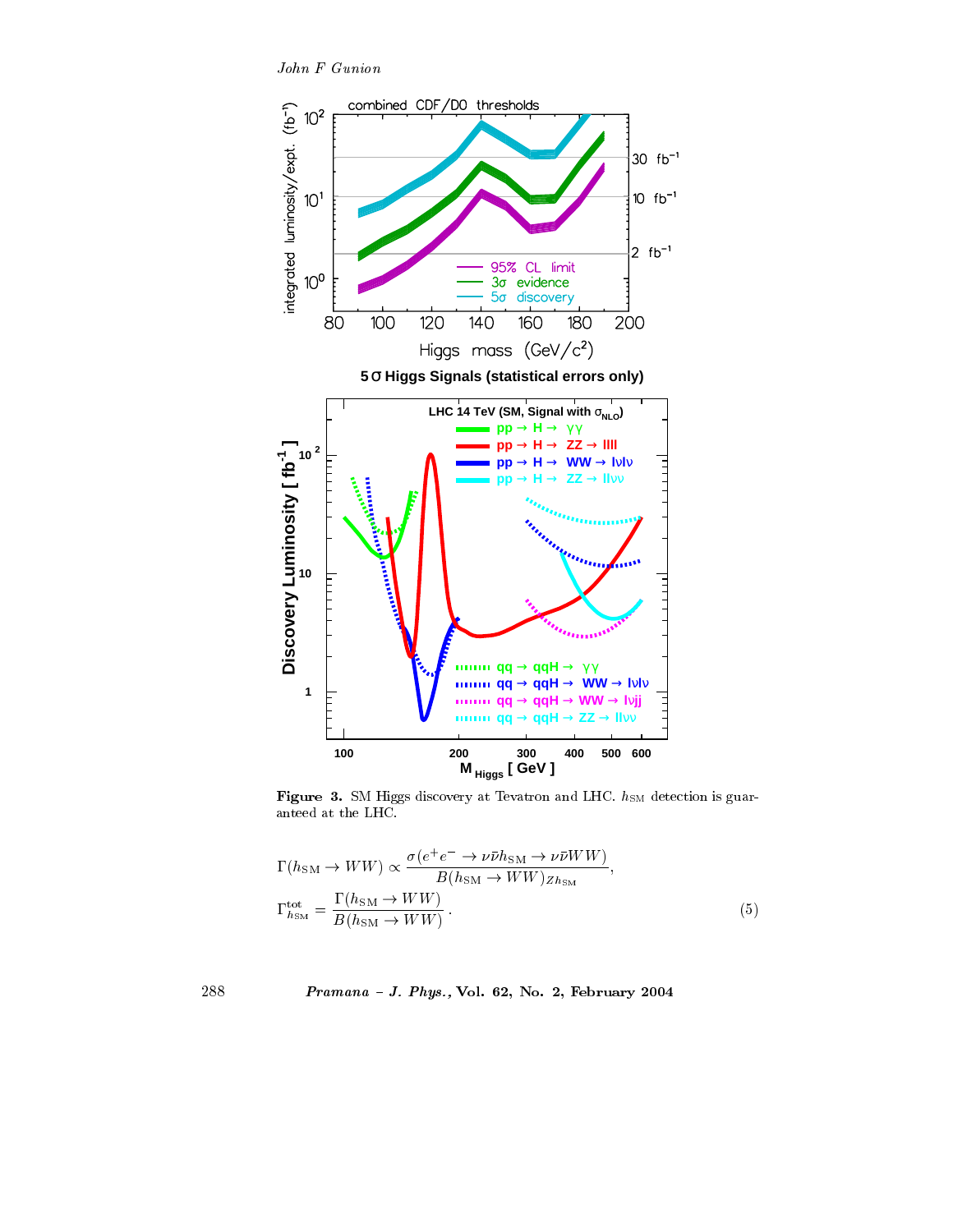**Figure 3.** SM Higgs discovery at Tevatron and LHC. $h_{\rm SM}$ detection is guaranteed at the LHC.

$$\Gamma(h_{\rm SM} \to WW) \propto \frac{\sigma(e^+e^- \to \nu\bar{\nu}h_{\rm SM} \to \nu\bar{\nu}WW)}{B(h_{\rm SM} \to WW)_{Zh_{\rm SM}}},$$

$$\Gamma^{\rm tot}_{h_{\rm SM}} = \frac{\Gamma(h_{\rm SM} \to WW)}{B(h_{\rm SM} \to WW)}. \tag{5}$$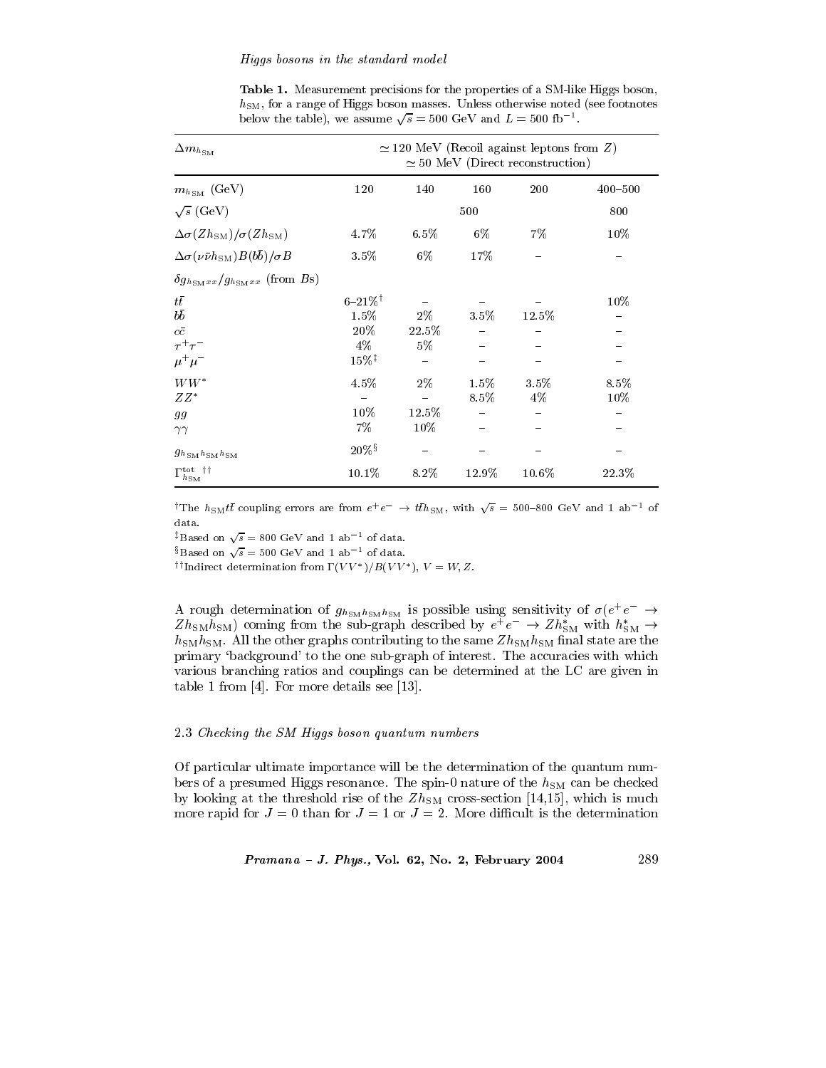**Table 1.** Measurement precisions for the properties of a SM-like Higgs boson, $h_{\rm SM}$, for a range of Higgs boson masses. Unless otherwise noted (see footnotes below the table), we assume $\sqrt{s} = 500$ GeV and $L = 500$ fb$^{-1}$.

| $\Delta m_{h_{\rm SM}}$ | $\simeq 120$ MeV (Recoil against leptons from $Z$) $\simeq 50$ MeV (Direct reconstruction) | | | | |
|---|---|---|---|---|---|
| $m_{h_{\rm SM}}$ (GeV) | 120 | 140 | 160 | 200 | 400–500 |
| $\sqrt{s}$ (GeV) | | | 500 | | 800 |
| $\Delta\sigma(Zh_{\rm SM})/\sigma(Zh_{\rm SM})$ | 4.7% | 6.5% | 6% | 7% | 10% |
| $\Delta\sigma(\nu\bar{\nu}h_{\rm SM})B(b\bar{b})/\sigma B$ | 3.5% | 6% | 17% | – | – |
| $\delta g_{h_{\rm SM}xx}/g_{h_{\rm SM}xx}$ (from $B$s) | | | | | |
| $t\bar{t}$ | 6–21%$^{\dagger}$ | – | – | – | 10% |
| $b\bar{b}$ | 1.5% | 2% | 3.5% | 12.5% | – |
| $c\bar{c}$ | 20% | 22.5% | – | – | – |
| $\tau^+\tau^-$ | 4% | 5% | – | – | – |
| $\mu^+\mu^-$ | 15%$^{\ddagger}$ | – | – | – | – |
| $WW^*$ | 4.5% | 2% | 1.5% | 3.5% | 8.5% |
| $ZZ^*$ | – | – | 8.5% | 4% | 10% |
| $gg$ | 10% | 12.5% | – | – | – |
| $\gamma\gamma$ | 7% | 10% | – | – | – |
| $g_{h_{\rm SM}h_{\rm SM}h_{\rm SM}}$ | 20%$^{\S}$ | – | – | – | – |
| $\Gamma^{\rm tot}_{h_{\rm SM}}$ $^{\dagger\dagger}$ | 10.1% | 8.2% | 12.9% | 10.6% | 22.3% |

$^{\dagger}$The $h_{\rm SM}t\bar{t}$ coupling errors are from $e^+e^- \to t\bar{t}h_{\rm SM}$, with $\sqrt{s} = 500$–$800$ GeV and 1 ab$^{-1}$ of data.

$^{\ddagger}$Based on $\sqrt{s} = 800$ GeV and 1 ab$^{-1}$ of data.

$^{\S}$Based on $\sqrt{s} = 500$ GeV and 1 ab$^{-1}$ of data.

$^{\dagger\dagger}$Indirect determination from $\Gamma(VV^*)/B(VV^*)$, $V = W, Z$.

A rough determination of $g_{h_{\rm SM}h_{\rm SM}h_{\rm SM}}$ is possible using sensitivity of $\sigma(e^+e^- \to Zh_{\rm SM}h_{\rm SM})$ coming from the sub-graph described by $e^+e^- \to Zh^*_{\rm SM}$ with $h^*_{\rm SM} \to h_{\rm SM}h_{\rm SM}$. All the other graphs contributing to the same $Zh_{\rm SM}h_{\rm SM}$ final state are the primary 'background' to the one sub-graph of interest. The accuracies with which various branching ratios and couplings can be determined at the LC are given in table 1 from [4]. For more details see [13].

### 2.3 *Checking the SM Higgs boson quantum numbers*

Of particular ultimate importance will be the determination of the quantum numbers of a presumed Higgs resonance. The spin-0 nature of the $h_{\rm SM}$ can be checked by looking at the threshold rise of the $Zh_{\rm SM}$ cross-section [14,15], which is much more rapid for $J = 0$ than for $J = 1$ or $J = 2$. More difficult is the determination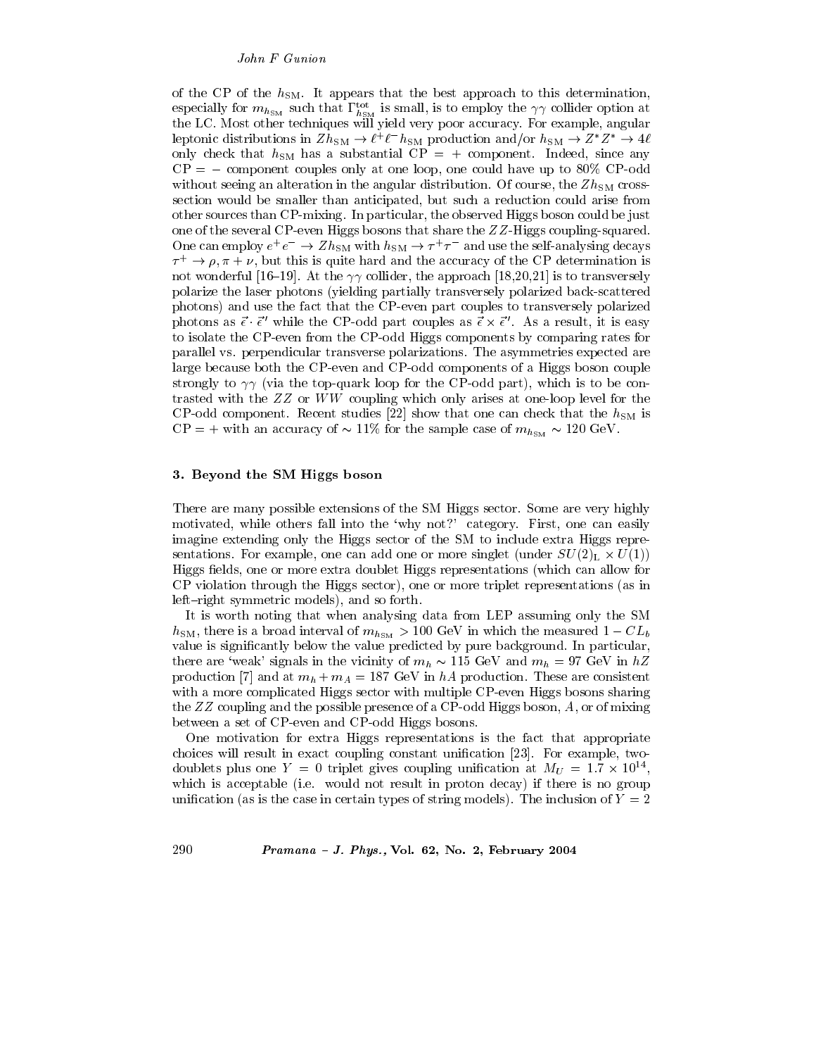of the CP of the $h_{\rm SM}$. It appears that the best approach to this determination, especially for $m_{h_{\rm SM}}$ such that $\Gamma^{\rm tot}_{h_{\rm SM}}$ is small, is to employ the $\gamma\gamma$ collider option at the LC. Most other techniques will yield very poor accuracy. For example, angular leptonic distributions in $Zh_{\rm SM} \to \ell^+\ell^- h_{\rm SM}$ production and/or $h_{\rm SM} \to Z^*Z^* \to 4\ell$ only check that $h_{\rm SM}$ has a substantial CP = + component. Indeed, since any CP = − component couples only at one loop, one could have up to 80% CP-odd without seeing an alteration in the angular distribution. Of course, the $Zh_{\rm SM}$ cross-section would be smaller than anticipated, but such a reduction could arise from other sources than CP-mixing. In particular, the observed Higgs boson could be just one of the several CP-even Higgs bosons that share the $ZZ$-Higgs coupling-squared. One can employ $e^+e^- \to Zh_{\rm SM}$ with $h_{\rm SM} \to \tau^+\tau^-$ and use the self-analysing decays $\tau^+ \to \rho, \pi + \nu$, but this is quite hard and the accuracy of the CP determination is not wonderful [16–19]. At the $\gamma\gamma$ collider, the approach [18,20,21] is to transversely polarize the laser photons (yielding partially transversely polarized back-scattered photons) and use the fact that the CP-even part couples to transversely polarized photons as $\vec{\epsilon}\cdot\vec{\epsilon}\,'$ while the CP-odd part couples as $\vec{\epsilon}\times\vec{\epsilon}\,'$. As a result, it is easy to isolate the CP-even from the CP-odd Higgs components by comparing rates for parallel vs. perpendicular transverse polarizations. The asymmetries expected are large because both the CP-even and CP-odd components of a Higgs boson couple strongly to $\gamma\gamma$ (via the top-quark loop for the CP-odd part), which is to be contrasted with the $ZZ$ or $WW$ coupling which only arises at one-loop level for the CP-odd component. Recent studies [22] show that one can check that the $h_{\rm SM}$ is CP = + with an accuracy of $\sim 11\%$ for the sample case of $m_{h_{\rm SM}} \sim 120$ GeV.

### 3. Beyond the SM Higgs boson

There are many possible extensions of the SM Higgs sector. Some are very highly motivated, while others fall into the 'why not?' category. First, one can easily imagine extending only the Higgs sector of the SM to include extra Higgs representations. For example, one can add one or more singlet (under $SU(2)_{\rm L}\times U(1)$) Higgs fields, one or more extra doublet Higgs representations (which can allow for CP violation through the Higgs sector), one or more triplet representations (as in left–right symmetric models), and so forth.

It is worth noting that when analysing data from LEP assuming only the SM $h_{\rm SM}$, there is a broad interval of $m_{h_{\rm SM}} > 100$ GeV in which the measured $1 - CL_b$ value is significantly below the value predicted by pure background. In particular, there are 'weak' signals in the vicinity of $m_h \sim 115$ GeV and $m_h = 97$ GeV in $hZ$ production [7] and at $m_h + m_A = 187$ GeV in $hA$ production. These are consistent with a more complicated Higgs sector with multiple CP-even Higgs bosons sharing the $ZZ$ coupling and the possible presence of a CP-odd Higgs boson, $A$, or of mixing between a set of CP-even and CP-odd Higgs bosons.

One motivation for extra Higgs representations is the fact that appropriate choices will result in exact coupling constant unification [23]. For example, two-doublets plus one $Y = 0$ triplet gives coupling unification at $M_U = 1.7\times 10^{14}$, which is acceptable (i.e. would not result in proton decay) if there is no group unification (as is the case in certain types of string models). The inclusion of $Y = 2$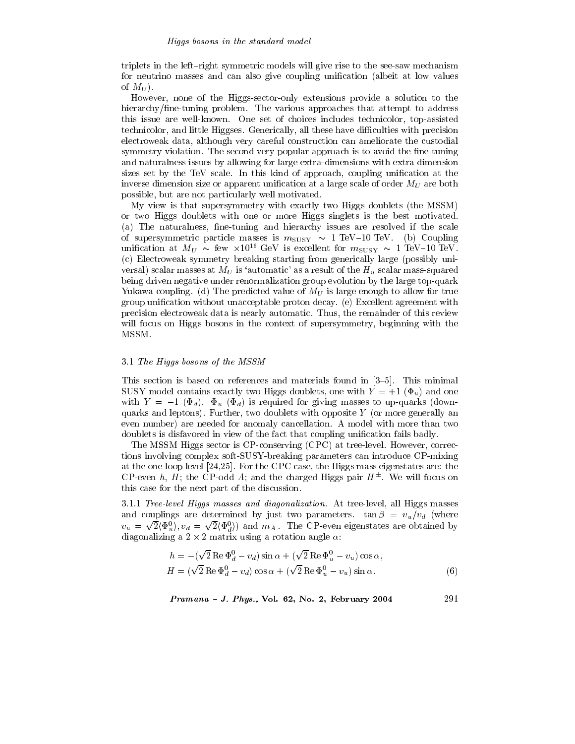triplets in the left–right symmetric models will give rise to the see-saw mechanism for neutrino masses and can also give coupling unification (albeit at low values of $M_U$).

However, none of the Higgs-sector-only extensions provide a solution to the hierarchy/fine-tuning problem. The various approaches that attempt to address this issue are well-known. One set of choices includes technicolor, top-assisted technicolor, and little Higgses. Generically, all these have difficulties with precision electroweak data, although very careful construction can ameliorate the custodial symmetry violation. The second very popular approach is to avoid the fine-tuning and naturalness issues by allowing for large extra-dimensions with extra dimension sizes set by the TeV scale. In this kind of approach, coupling unification at the inverse dimension size or apparent unification at a large scale of order $M_U$ are both possible, but are not particularly well motivated.

My view is that supersymmetry with exactly two Higgs doublets (the MSSM) or two Higgs doublets with one or more Higgs singlets is the best motivated. (a) The naturalness, fine-tuning and hierarchy issues are resolved if the scale of supersymmetric particle masses is $m_{\rm SUSY} \sim 1$ TeV–10 TeV. (b) Coupling unification at $M_U \sim$ few $\times 10^{16}$ GeV is excellent for $m_{\rm SUSY} \sim 1$ TeV–10 TeV. (c) Electroweak symmetry breaking starting from generically large (possibly universal) scalar masses at $M_U$ is 'automatic' as a result of the $H_u$ scalar mass-squared being driven negative under renormalization group evolution by the large top-quark Yukawa coupling. (d) The predicted value of $M_U$ is large enough to allow for true group unification without unacceptable proton decay. (e) Excellent agreement with precision electroweak data is nearly automatic. Thus, the remainder of this review will focus on Higgs bosons in the context of supersymmetry, beginning with the MSSM.

### 3.1 *The Higgs bosons of the MSSM*

This section is based on references and materials found in [3–5]. This minimal SUSY model contains exactly two Higgs doublets, one with $Y = +1$ ($\Phi_u$) and one with $Y = -1$ ($\Phi_d$). $\Phi_u$ ($\Phi_d$) is required for giving masses to up-quarks (down-quarks and leptons). Further, two doublets with opposite $Y$ (or more generally an even number) are needed for anomaly cancellation. A model with more than two doublets is disfavored in view of the fact that coupling unification fails badly.

The MSSM Higgs sector is CP-conserving (CPC) at tree-level. However, corrections involving complex soft-SUSY-breaking parameters can introduce CP-mixing at the one-loop level [24,25]. For the CPC case, the Higgs mass eigenstates are: the CP-even $h$, $H$; the CP-odd $A$; and the charged Higgs pair $H^\pm$. We will focus on this case for the next part of the discussion.

3.1.1 *Tree-level Higgs masses and diagonalization.* At tree-level, all Higgs masses and couplings are determined by just two parameters. $\tan\beta = v_u/v_d$ (where $v_u = \sqrt{2}\langle\Phi_u^0\rangle, v_d = \sqrt{2}\langle\Phi_d^0\rangle$) and $m_A$. The CP-even eigenstates are obtained by diagonalizing a $2 \times 2$ matrix using a rotation angle $\alpha$:

$$
\begin{aligned}
h &= -(\sqrt{2}\,\mathrm{Re}\,\Phi_d^0 - v_d)\sin\alpha + (\sqrt{2}\,\mathrm{Re}\,\Phi_u^0 - v_u)\cos\alpha, \\
H &= (\sqrt{2}\,\mathrm{Re}\,\Phi_d^0 - v_d)\cos\alpha + (\sqrt{2}\,\mathrm{Re}\,\Phi_u^0 - v_u)\sin\alpha. \qquad (6)
\end{aligned}
$$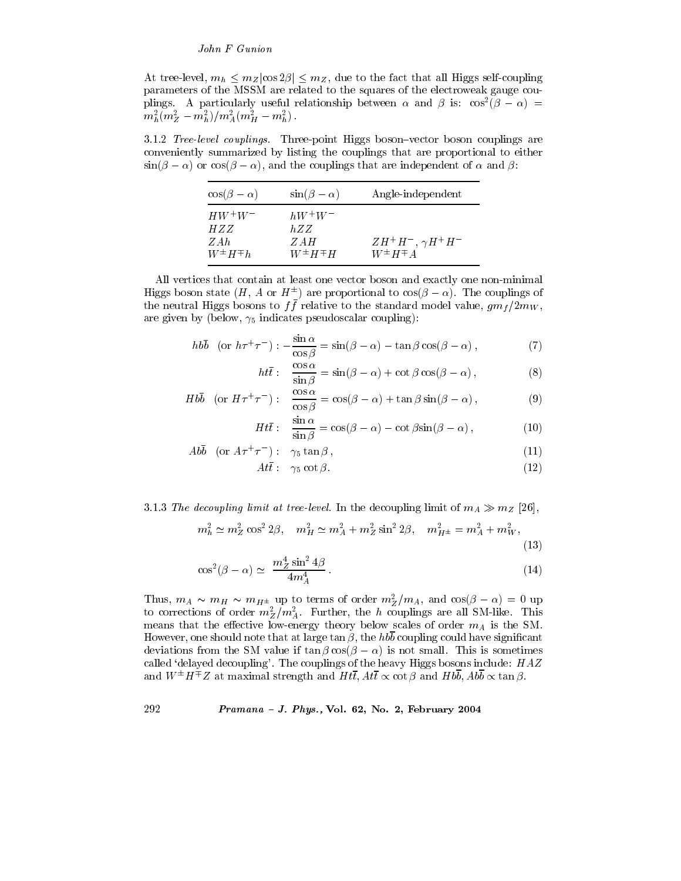At tree-level, $m_h \leq m_Z |\cos 2\beta| \leq m_Z$, due to the fact that all Higgs self-coupling parameters of the MSSM are related to the squares of the electroweak gauge couplings. A particularly useful relationship between $\alpha$ and $\beta$ is: $\cos^2(\beta-\alpha) = m_h^2(m_Z^2 - m_h^2)/m_A^2(m_H^2 - m_h^2)$ .

3.1.2 *Tree-level couplings.* Three-point Higgs boson–vector boson couplings are conveniently summarized by listing the couplings that are proportional to either $\sin(\beta-\alpha)$ or $\cos(\beta-\alpha)$, and the couplings that are independent of $\alpha$ and $\beta$:

| $\cos(\beta-\alpha)$ | $\sin(\beta-\alpha)$ | Angle-independent |
|---|---|---|
| $HW^+W^-$ | $hW^+W^-$ | |
| $HZZ$ | $hZZ$ | |
| $ZAh$ | $ZAH$ | $ZH^+H^-$, $\gamma H^+H^-$ |
| $W^\pm H^\mp h$ | $W^\pm H^\mp H$ | $W^\pm H^\mp A$ |

All vertices that contain at least one vector boson and exactly one non-minimal Higgs boson state ($H$, $A$ or $H^\pm$) are proportional to $\cos(\beta-\alpha)$. The couplings of the neutral Higgs bosons to $f\bar{f}$ relative to the standard model value, $gm_f/2m_W$, are given by (below, $\gamma_5$ indicates pseudoscalar coupling):

$$h b\bar{b} \quad (\text{or } h\tau^+\tau^-): -\frac{\sin\alpha}{\cos\beta} = \sin(\beta-\alpha) - \tan\beta\cos(\beta-\alpha)\,, \tag{7}$$

$$h t\bar{t}: \quad \frac{\cos\alpha}{\sin\beta} = \sin(\beta-\alpha) + \cot\beta\cos(\beta-\alpha)\,, \tag{8}$$

$$H b\bar{b} \quad (\text{or } H\tau^+\tau^-): \quad \frac{\cos\alpha}{\cos\beta} = \cos(\beta-\alpha) + \tan\beta\sin(\beta-\alpha)\,, \tag{9}$$

$$H t\bar{t}: \quad \frac{\sin\alpha}{\sin\beta} = \cos(\beta-\alpha) - \cot\beta\sin(\beta-\alpha)\,, \tag{10}$$

$$A b\bar{b} \quad (\text{or } A\tau^+\tau^-): \quad \gamma_5\tan\beta\,, \tag{11}$$

$$A t\bar{t}: \quad \gamma_5\cot\beta. \tag{12}$$

3.1.3 *The decoupling limit at tree-level.* In the decoupling limit of $m_A \gg m_Z$ [26],

$$m_h^2 \simeq m_Z^2\cos^2 2\beta, \quad m_H^2 \simeq m_A^2 + m_Z^2\sin^2 2\beta, \quad m_{H^\pm}^2 = m_A^2 + m_W^2, \tag{13}$$

$$\cos^2(\beta-\alpha) \simeq \frac{m_Z^4\sin^2 4\beta}{4m_A^4}\,. \tag{14}$$

Thus, $m_A \sim m_H \sim m_{H^\pm}$ up to terms of order $m_Z^2/m_A$, and $\cos(\beta-\alpha) = 0$ up to corrections of order $m_Z^2/m_A^2$. Further, the $h$ couplings are all SM-like. This means that the effective low-energy theory below scales of order $m_A$ is the SM. However, one should note that at large $\tan\beta$, the $hb\bar{b}$ coupling could have significant deviations from the SM value if $\tan\beta\cos(\beta-\alpha)$ is not small. This is sometimes called 'delayed decoupling'. The couplings of the heavy Higgs bosons include: $HAZ$ and $W^\pm H^\mp Z$ at maximal strength and $Ht\bar{t}$, $At\bar{t} \propto \cot\beta$ and $Hb\bar{b}$, $Ab\bar{b} \propto \tan\beta$.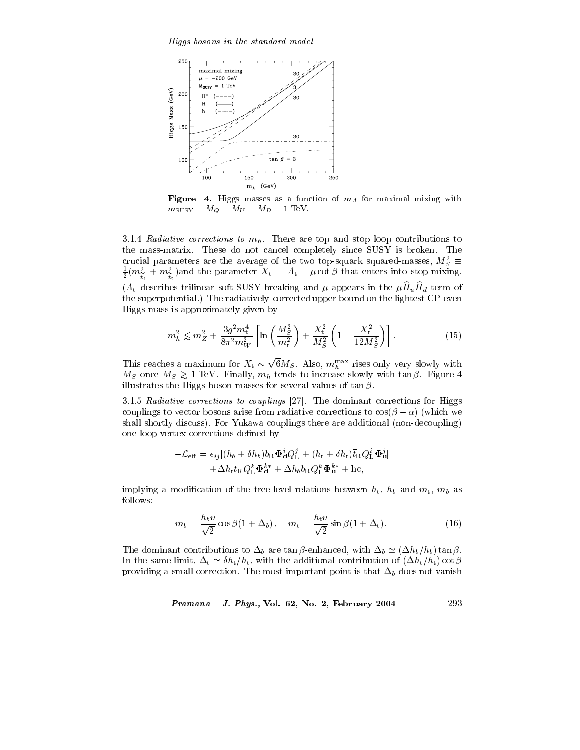**Figure 4.** Higgs masses as a function of $m_A$ for maximal mixing with $m_{\rm SUSY} = M_Q = M_U = M_D = 1$ TeV.

3.1.4 *Radiative corrections to* $m_h$. There are top and stop loop contributions to the mass-matrix. These do not cancel completely since SUSY is broken. The crucial parameters are the average of the two top-squark squared-masses, $M_S^2 \equiv \frac{1}{2}(m_{\tilde{t}_1}^2 + m_{\tilde{t}_2}^2)$and the parameter $X_{\rm t} \equiv A_{\rm t} - \mu \cot\beta$ that enters into stop-mixing. ($A_{\rm t}$ describes trilinear soft-SUSY-breaking and $\mu$ appears in the $\mu \widehat{H}_u \widehat{H}_d$ term of the superpotential.) The radiatively-corrected upper bound on the lightest CP-even Higgs mass is approximately given by

$$m_h^2 \lesssim m_Z^2 + \frac{3g^2 m_{\rm t}^4}{8\pi^2 m_W^2}\left[\ln\left(\frac{M_S^2}{m_{\rm t}^2}\right) + \frac{X_{\rm t}^2}{M_S^2}\left(1 - \frac{X_{\rm t}^2}{12 M_S^2}\right)\right]. \tag{15}$$

This reaches a maximum for $X_{\rm t} \sim \sqrt{6} M_S$. Also, $m_h^{\max}$ rises only very slowly with $M_S$ once $M_S \gtrsim 1$ TeV. Finally, $m_h$ tends to increase slowly with $\tan\beta$. Figure 4 illustrates the Higgs boson masses for several values of $\tan\beta$.

3.1.5 *Radiative corrections to couplings* [27]. The dominant corrections for Higgs couplings to vector bosons arise from radiative corrections to $\cos(\beta - \alpha)$ (which we shall shortly discuss). For Yukawa couplings there are additional (non-decoupling) one-loop vertex corrections defined by

$$\begin{aligned} -\mathcal{L}_{\rm eff} = \epsilon_{ij}[&(h_b + \delta h_b)\bar{b}_{\rm R} \mathbf{\Phi}_{\mathbf{d}}^i Q_{\rm L}^j + (h_{\rm t} + \delta h_{\rm t})\bar{t}_{\rm R} Q_{\rm L}^i \mathbf{\Phi}_{\mathbf{u}}^j] \\ &+ \Delta h_{\rm t} \bar{t}_{\rm R} Q_{\rm L}^k \mathbf{\Phi}_{\mathbf{d}}^{k*} + \Delta h_b \bar{b}_{\rm R} Q_{\rm L}^k \mathbf{\Phi}_{\mathbf{u}}^{k*} + {\rm hc}, \end{aligned}$$

implying a modification of the tree-level relations between $h_{\rm t}$, $h_b$ and $m_{\rm t}$, $m_b$ as follows:

$$m_b = \frac{h_b v}{\sqrt{2}} \cos\beta (1 + \Delta_b)\,, \quad m_{\rm t} = \frac{h_{\rm t} v}{\sqrt{2}} \sin\beta (1 + \Delta_{\rm t}). \tag{16}$$

The dominant contributions to $\Delta_b$ are $\tan\beta$-enhanced, with $\Delta_b \simeq (\Delta h_b / h_b)\tan\beta$. In the same limit, $\Delta_{\rm t} \simeq \delta h_{\rm t}/h_{\rm t}$, with the additional contribution of $(\Delta h_{\rm t}/h_{\rm t})\cot\beta$ providing a small correction. The most important point is that $\Delta_b$ does not vanish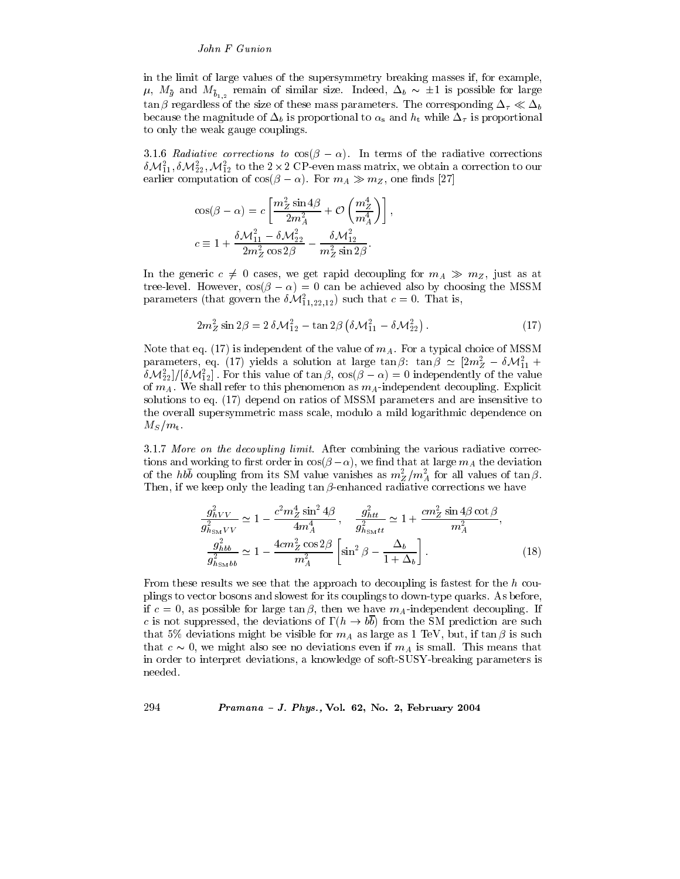in the limit of large values of the supersymmetry breaking masses if, for example, $\mu$, $M_{\tilde{g}}$ and $M_{\tilde{b}_{1,2}}$ remain of similar size. Indeed, $\Delta_b \sim \pm 1$ is possible for large $\tan\beta$ regardless of the size of these mass parameters. The corresponding $\Delta_\tau \ll \Delta_b$ because the magnitude of $\Delta_b$ is proportional to $\alpha_s$ and $h_t$ while $\Delta_\tau$ is proportional to only the weak gauge couplings.

3.1.6 *Radiative corrections to* $\cos(\beta - \alpha)$. In terms of the radiative corrections $\delta\mathcal{M}_{11}^2, \delta\mathcal{M}_{22}^2, \mathcal{M}_{12}^2$ to the $2 \times 2$ CP-even mass matrix, we obtain a correction to our earlier computation of $\cos(\beta - \alpha)$. For $m_A \gg m_Z$, one finds [27]

$$\cos(\beta - \alpha) = c\left[\frac{m_Z^2 \sin 4\beta}{2m_A^2} + \mathcal{O}\left(\frac{m_Z^4}{m_A^4}\right)\right],$$
$$c \equiv 1 + \frac{\delta\mathcal{M}_{11}^2 - \delta\mathcal{M}_{22}^2}{2m_Z^2 \cos 2\beta} - \frac{\delta\mathcal{M}_{12}^2}{m_Z^2 \sin 2\beta}.$$

In the generic $c \neq 0$ cases, we get rapid decoupling for $m_A \gg m_Z$, just as at tree-level. However, $\cos(\beta - \alpha) = 0$ can be achieved also by choosing the MSSM parameters (that govern the $\delta\mathcal{M}_{11,22,12}^2$) such that $c = 0$. That is,

$$2m_Z^2 \sin 2\beta = 2\,\delta\mathcal{M}_{12}^2 - \tan 2\beta\left(\delta\mathcal{M}_{11}^2 - \delta\mathcal{M}_{22}^2\right). \tag{17}$$

Note that eq. (17) is independent of the value of $m_A$. For a typical choice of MSSM parameters, eq. (17) yields a solution at large $\tan\beta$: $\tan\beta \simeq [2m_Z^2 - \delta\mathcal{M}_{11}^2 + \delta\mathcal{M}_{22}^2]/[\delta\mathcal{M}_{12}^2]$. For this value of $\tan\beta$, $\cos(\beta - \alpha) = 0$ independently of the value of $m_A$. We shall refer to this phenomenon as $m_A$-independent decoupling. Explicit solutions to eq. (17) depend on ratios of MSSM parameters and are insensitive to the overall supersymmetric mass scale, modulo a mild logarithmic dependence on $M_S/m_t$.

3.1.7 *More on the decoupling limit*. After combining the various radiative corrections and working to first order in $\cos(\beta - \alpha)$, we find that at large $m_A$ the deviation of the $hb\bar{b}$ coupling from its SM value vanishes as $m_Z^2/m_A^2$ for all values of $\tan\beta$. Then, if we keep only the leading $\tan\beta$-enhanced radiative corrections we have

$$\frac{g_{hVV}^2}{g_{h_{\rm SM}VV}^2} \simeq 1 - \frac{c^2 m_Z^4 \sin^2 4\beta}{4m_A^4}, \quad \frac{g_{htt}^2}{g_{h_{\rm SM}tt}^2} \simeq 1 + \frac{c m_Z^2 \sin 4\beta \cot\beta}{m_A^2},$$
$$\frac{g_{hbb}^2}{g_{h_{\rm SM}bb}^2} \simeq 1 - \frac{4cm_Z^2 \cos 2\beta}{m_A^2}\left[\sin^2\beta - \frac{\Delta_b}{1 + \Delta_b}\right]. \tag{18}$$

From these results we see that the approach to decoupling is fastest for the $h$ couplings to vector bosons and slowest for its couplings to down-type quarks. As before, if $c = 0$, as possible for large $\tan\beta$, then we have $m_A$-independent decoupling. If $c$ is not suppressed, the deviations of $\Gamma(h \to b\bar{b})$ from the SM prediction are such that 5% deviations might be visible for $m_A$ as large as 1 TeV, but, if $\tan\beta$ is such that $c \sim 0$, we might also see no deviations even if $m_A$ is small. This means that in order to interpret deviations, a knowledge of soft-SUSY-breaking parameters is needed.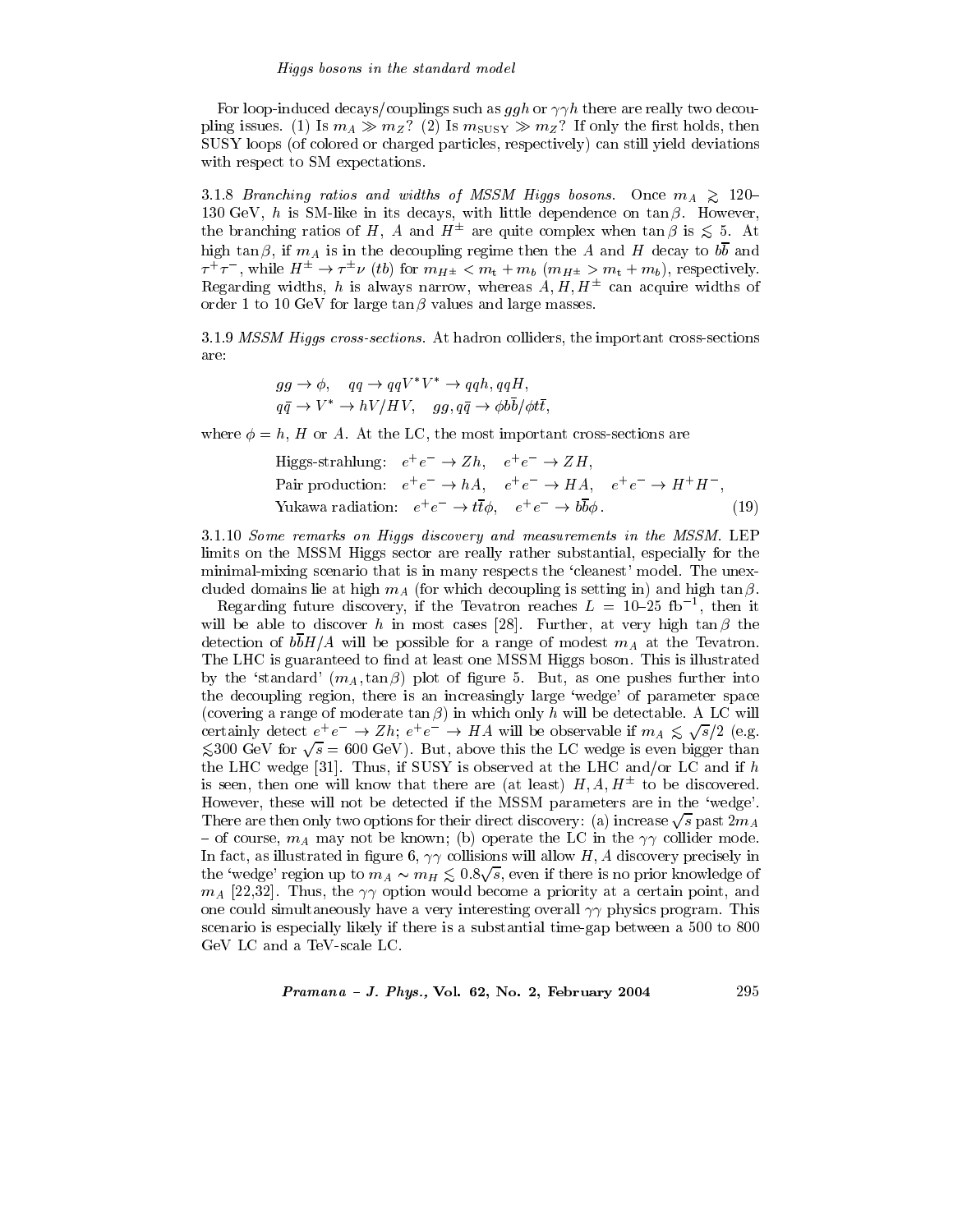For loop-induced decays/couplings such as $ggh$ or $\gamma\gamma h$ there are really two decoupling issues. (1) Is $m_A \gg m_Z$? (2) Is $m_{\rm SUSY} \gg m_Z$? If only the first holds, then SUSY loops (of colored or charged particles, respectively) can still yield deviations with respect to SM expectations.

3.1.8 *Branching ratios and widths of MSSM Higgs bosons.* Once $m_A \gtrsim 120$–130 GeV, $h$ is SM-like in its decays, with little dependence on $\tan\beta$. However, the branching ratios of $H$, $A$ and $H^\pm$ are quite complex when $\tan\beta$ is $\lesssim 5$. At high $\tan\beta$, if $m_A$ is in the decoupling regime then the $A$ and $H$ decay to $b\bar{b}$ and $\tau^+\tau^-$, while $H^\pm \to \tau^\pm\nu$ ($tb$) for $m_{H^\pm} < m_t + m_b$ ($m_{H^\pm} > m_t + m_b$), respectively. Regarding widths, $h$ is always narrow, whereas $A, H, H^\pm$ can acquire widths of order 1 to 10 GeV for large $\tan\beta$ values and large masses.

3.1.9 *MSSM Higgs cross-sections.* At hadron colliders, the important cross-sections are:

$$gg \to \phi, \quad qq \to qqV^*V^* \to qqh, qqH,$$
$$q\bar{q} \to V^* \to hV/HV, \quad gg, q\bar{q} \to \phi b\bar{b}/\phi t\bar{t},$$

where $\phi = h$, $H$ or $A$. At the LC, the most important cross-sections are

$$\begin{aligned}
&\text{Higgs-strahlung:} \quad e^+e^- \to Zh, \quad e^+e^- \to ZH, \\
&\text{Pair production:} \quad e^+e^- \to hA, \quad e^+e^- \to HA, \quad e^+e^- \to H^+H^-, \\
&\text{Yukawa radiation:} \quad e^+e^- \to t\bar{t}\phi, \quad e^+e^- \to b\bar{b}\phi.
\end{aligned} \tag{19}$$

3.1.10 *Some remarks on Higgs discovery and measurements in the MSSM.* LEP limits on the MSSM Higgs sector are really rather substantial, especially for the minimal-mixing scenario that is in many respects the 'cleanest' model. The unexcluded domains lie at high $m_A$ (for which decoupling is setting in) and high $\tan\beta$.

Regarding future discovery, if the Tevatron reaches $L = 10$–$25$ fb$^{-1}$, then it will be able to discover $h$ in most cases [28]. Further, at very high $\tan\beta$ the detection of $b\bar{b}H/A$ will be possible for a range of modest $m_A$ at the Tevatron. The LHC is guaranteed to find at least one MSSM Higgs boson. This is illustrated by the 'standard' $(m_A, \tan\beta)$ plot of figure 5. But, as one pushes further into the decoupling region, there is an increasingly large 'wedge' of parameter space (covering a range of moderate $\tan\beta$) in which only $h$ will be detectable. A LC will certainly detect $e^+e^- \to Zh$; $e^+e^- \to HA$ will be observable if $m_A \lesssim \sqrt{s}/2$ (e.g. $\lesssim$300 GeV for $\sqrt{s} = 600$ GeV). But, above this the LC wedge is even bigger than the LHC wedge [31]. Thus, if SUSY is observed at the LHC and/or LC and if $h$ is seen, then one will know that there are (at least) $H, A, H^\pm$ to be discovered. However, these will not be detected if the MSSM parameters are in the 'wedge'. There are then only two options for their direct discovery: (a) increase $\sqrt{s}$ past $2m_A$ – of course, $m_A$ may not be known; (b) operate the LC in the $\gamma\gamma$ collider mode. In fact, as illustrated in figure 6, $\gamma\gamma$ collisions will allow $H, A$ discovery precisely in the 'wedge' region up to $m_A \sim m_H \lesssim 0.8\sqrt{s}$, even if there is no prior knowledge of $m_A$ [22,32]. Thus, the $\gamma\gamma$ option would become a priority at a certain point, and one could simultaneously have a very interesting overall $\gamma\gamma$ physics program. This scenario is especially likely if there is a substantial time-gap between a 500 to 800 GeV LC and a TeV-scale LC.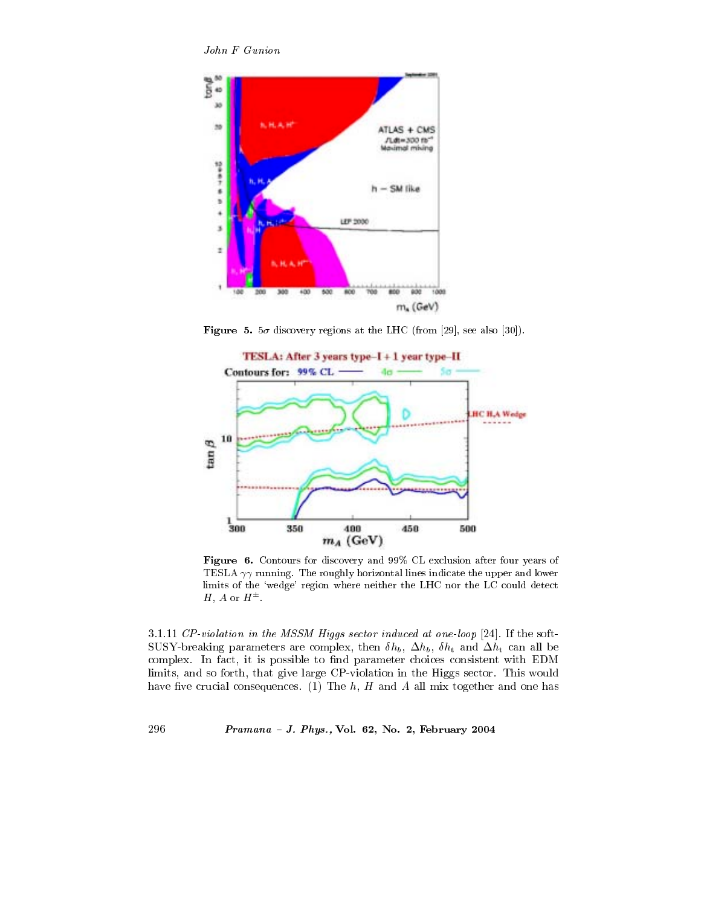**Figure 5.** $5\sigma$ discovery regions at the LHC (from [29], see also [30]).

**Figure 6.** Contours for discovery and 99% CL exclusion after four years of TESLA $\gamma\gamma$ running. The roughly horizontal lines indicate the upper and lower limits of the 'wedge' region where neither the LHC nor the LC could detect $H$, $A$ or $H^{\pm}$.

3.1.11 *CP-violation in the MSSM Higgs sector induced at one-loop* [24]. If the soft-SUSY-breaking parameters are complex, then $\delta h_b$, $\Delta h_b$, $\delta h_t$ and $\Delta h_t$ can all be complex. In fact, it is possible to find parameter choices consistent with EDM limits, and so forth, that give large CP-violation in the Higgs sector. This would have five crucial consequences. (1) The $h$, $H$ and $A$ all mix together and one has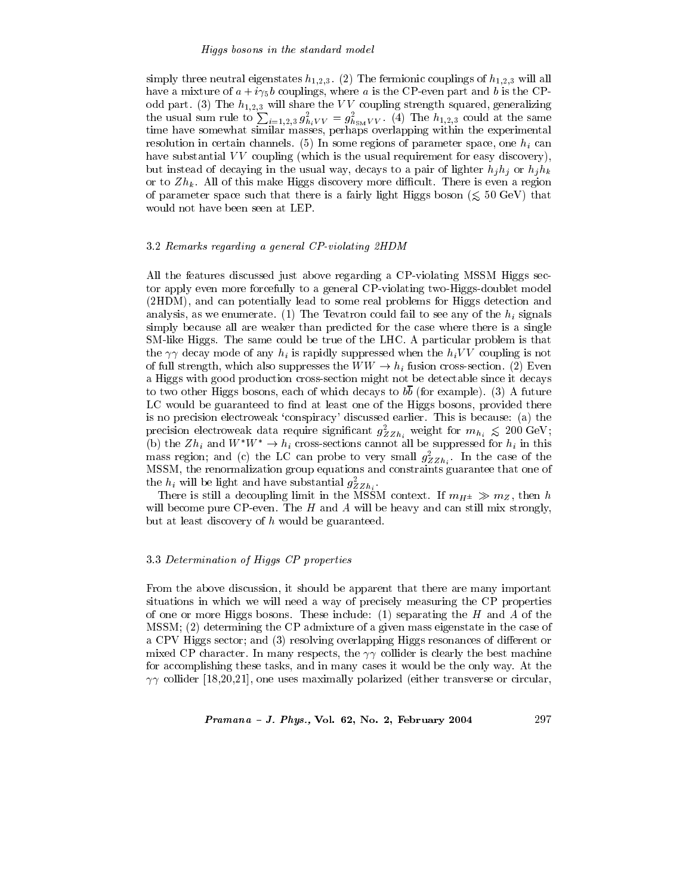simply three neutral eigenstates $h_{1,2,3}$. (2) The fermionic couplings of $h_{1,2,3}$ will all have a mixture of $a + i\gamma_5 b$ couplings, where $a$ is the CP-even part and $b$ is the CP-odd part. (3) The $h_{1,2,3}$ will share the $VV$ coupling strength squared, generalizing the usual sum rule to $\sum_{i=1,2,3} g^2_{h_i VV} = g^2_{h_{\rm SM} VV}$. (4) The $h_{1,2,3}$ could at the same time have somewhat similar masses, perhaps overlapping within the experimental resolution in certain channels. (5) In some regions of parameter space, one $h_i$ can have substantial $VV$ coupling (which is the usual requirement for easy discovery), but instead of decaying in the usual way, decays to a pair of lighter $h_j h_j$ or $h_j h_k$ or to $Zh_k$. All of this make Higgs discovery more difficult. There is even a region of parameter space such that there is a fairly light Higgs boson ($\lesssim 50$ GeV) that would not have been seen at LEP.

### 3.2 *Remarks regarding a general CP-violating 2HDM*

All the features discussed just above regarding a CP-violating MSSM Higgs sector apply even more forcefully to a general CP-violating two-Higgs-doublet model (2HDM), and can potentially lead to some real problems for Higgs detection and analysis, as we enumerate. (1) The Tevatron could fail to see any of the $h_i$ signals simply because all are weaker than predicted for the case where there is a single SM-like Higgs. The same could be true of the LHC. A particular problem is that the $\gamma\gamma$ decay mode of any $h_i$ is rapidly suppressed when the $h_i VV$ coupling is not of full strength, which also suppresses the $WW \to h_i$ fusion cross-section. (2) Even a Higgs with good production cross-section might not be detectable since it decays to two other Higgs bosons, each of which decays to $b\overline{b}$ (for example). (3) A future LC would be guaranteed to find at least one of the Higgs bosons, provided there is no precision electroweak 'conspiracy' discussed earlier. This is because: (a) the precision electroweak data require significant $g^2_{ZZh_i}$ weight for $m_{h_i} \lesssim 200$ GeV; (b) the $Zh_i$ and $W^*W^* \to h_i$ cross-sections cannot all be suppressed for $h_i$ in this mass region; and (c) the LC can probe to very small $g^2_{ZZh_i}$. In the case of the MSSM, the renormalization group equations and constraints guarantee that one of the $h_i$ will be light and have substantial $g^2_{ZZh_i}$.

There is still a decoupling limit in the MSSM context. If $m_{H^\pm} \gg m_Z$, then $h$ will become pure CP-even. The $H$ and $A$ will be heavy and can still mix strongly, but at least discovery of $h$ would be guaranteed.

### 3.3 *Determination of Higgs CP properties*

From the above discussion, it should be apparent that there are many important situations in which we will need a way of precisely measuring the CP properties of one or more Higgs bosons. These include: (1) separating the $H$ and $A$ of the MSSM; (2) determining the CP admixture of a given mass eigenstate in the case of a CPV Higgs sector; and (3) resolving overlapping Higgs resonances of different or mixed CP character. In many respects, the $\gamma\gamma$ collider is clearly the best machine for accomplishing these tasks, and in many cases it would be the only way. At the $\gamma\gamma$ collider [18,20,21], one uses maximally polarized (either transverse or circular,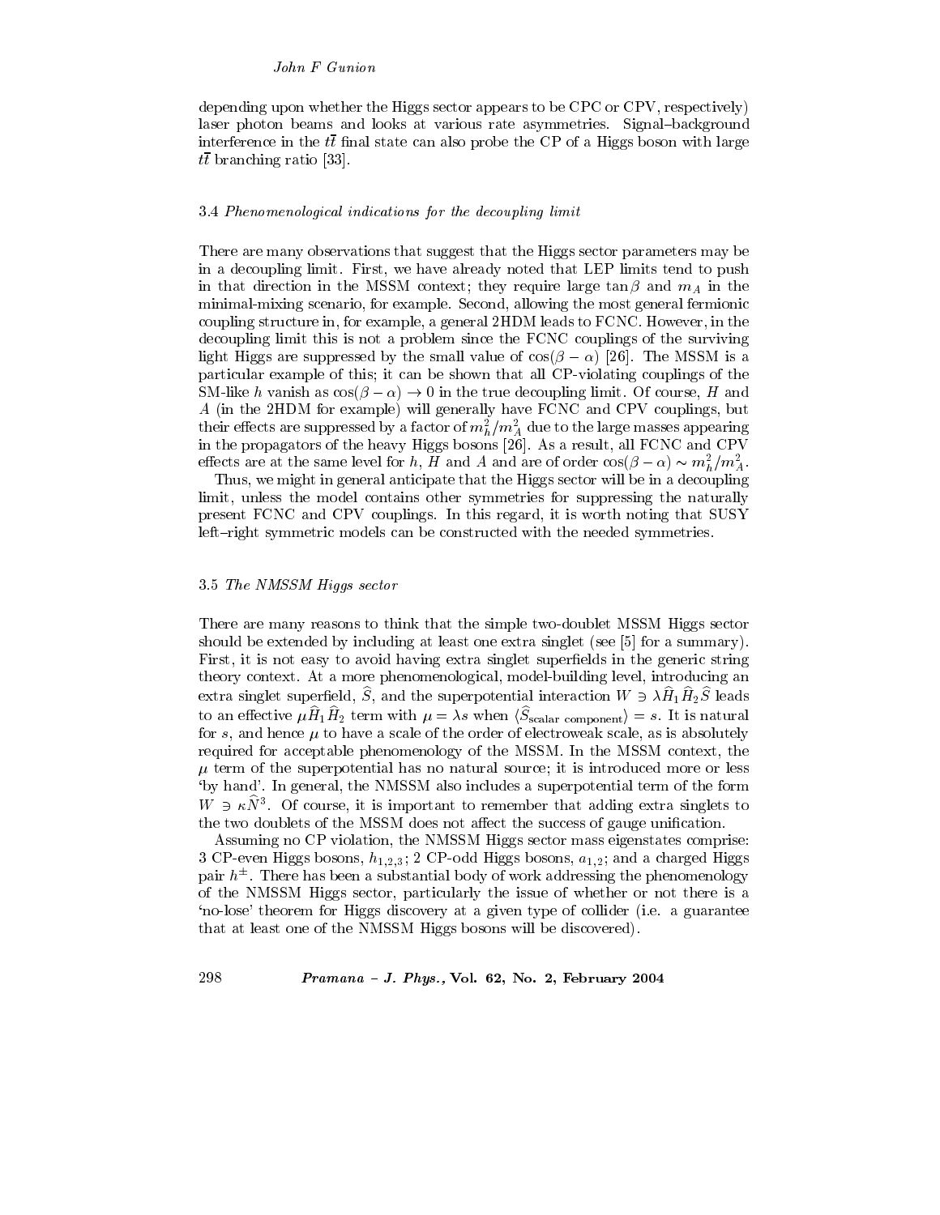depending upon whether the Higgs sector appears to be CPC or CPV, respectively) laser photon beams and looks at various rate asymmetries. Signal–background interference in the $t\bar{t}$ final state can also probe the CP of a Higgs boson with large $t\bar{t}$ branching ratio [33].

### 3.4 *Phenomenological indications for the decoupling limit*

There are many observations that suggest that the Higgs sector parameters may be in a decoupling limit. First, we have already noted that LEP limits tend to push in that direction in the MSSM context; they require large $\tan\beta$ and $m_A$ in the minimal-mixing scenario, for example. Second, allowing the most general fermionic coupling structure in, for example, a general 2HDM leads to FCNC. However, in the decoupling limit this is not a problem since the FCNC couplings of the surviving light Higgs are suppressed by the small value of $\cos(\beta - \alpha)$ [26]. The MSSM is a particular example of this; it can be shown that all CP-violating couplings of the SM-like $h$ vanish as $\cos(\beta - \alpha) \to 0$ in the true decoupling limit. Of course, $H$ and $A$ (in the 2HDM for example) will generally have FCNC and CPV couplings, but their effects are suppressed by a factor of $m_h^2/m_A^2$ due to the large masses appearing in the propagators of the heavy Higgs bosons [26]. As a result, all FCNC and CPV effects are at the same level for $h$, $H$ and $A$ and are of order $\cos(\beta - \alpha) \sim m_h^2/m_A^2$.

Thus, we might in general anticipate that the Higgs sector will be in a decoupling limit, unless the model contains other symmetries for suppressing the naturally present FCNC and CPV couplings. In this regard, it is worth noting that SUSY left–right symmetric models can be constructed with the needed symmetries.

### 3.5 *The NMSSM Higgs sector*

There are many reasons to think that the simple two-doublet MSSM Higgs sector should be extended by including at least one extra singlet (see [5] for a summary). First, it is not easy to avoid having extra singlet superfields in the generic string theory context. At a more phenomenological, model-building level, introducing an extra singlet superfield, $\widehat{S}$, and the superpotential interaction $W \ni \lambda \widehat{H}_1 \widehat{H}_2 \widehat{S}$ leads to an effective $\mu \widehat{H}_1 \widehat{H}_2$ term with $\mu = \lambda s$ when $\langle \widehat{S}_{\text{scalar component}} \rangle = s$. It is natural for $s$, and hence $\mu$ to have a scale of the order of electroweak scale, as is absolutely required for acceptable phenomenology of the MSSM. In the MSSM context, the $\mu$ term of the superpotential has no natural source; it is introduced more or less 'by hand'. In general, the NMSSM also includes a superpotential term of the form $W \ni \kappa \widehat{N}^3$. Of course, it is important to remember that adding extra singlets to the two doublets of the MSSM does not affect the success of gauge unification.

Assuming no CP violation, the NMSSM Higgs sector mass eigenstates comprise: 3 CP-even Higgs bosons, $h_{1,2,3}$; 2 CP-odd Higgs bosons, $a_{1,2}$; and a charged Higgs pair $h^{\pm}$. There has been a substantial body of work addressing the phenomenology of the NMSSM Higgs sector, particularly the issue of whether or not there is a 'no-lose' theorem for Higgs discovery at a given type of collider (i.e. a guarantee that at least one of the NMSSM Higgs bosons will be discovered).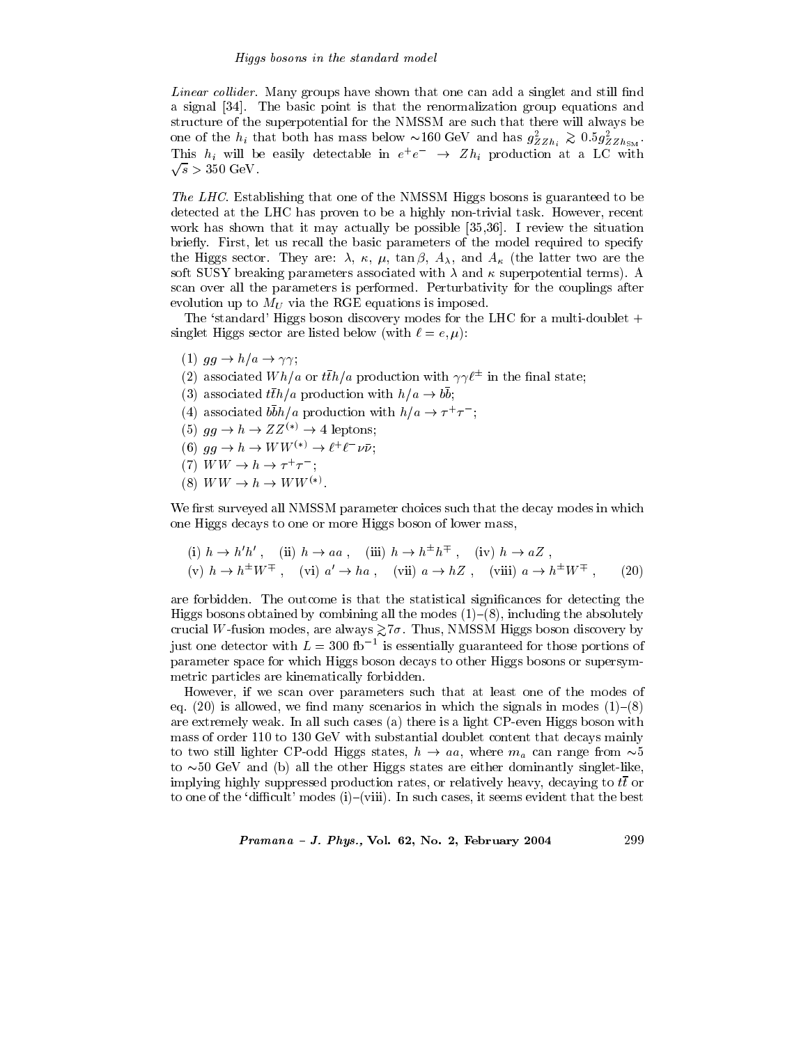*Linear collider.* Many groups have shown that one can add a singlet and still find a signal [34]. The basic point is that the renormalization group equations and structure of the superpotential for the NMSSM are such that there will always be one of the $h_i$ that both has mass below $\sim$160 GeV and has $g^2_{ZZh_i} \gtrsim 0.5 g^2_{ZZh_{\rm SM}}$. This $h_i$ will be easily detectable in $e^+e^- \to Zh_i$ production at a LC with $\sqrt{s} > 350$ GeV.

*The LHC.* Establishing that one of the NMSSM Higgs bosons is guaranteed to be detected at the LHC has proven to be a highly non-trivial task. However, recent work has shown that it may actually be possible [35,36]. I review the situation briefly. First, let us recall the basic parameters of the model required to specify the Higgs sector. They are: $\lambda$, $\kappa$, $\mu$, $\tan\beta$, $A_\lambda$, and $A_\kappa$ (the latter two are the soft SUSY breaking parameters associated with $\lambda$ and $\kappa$ superpotential terms). A scan over all the parameters is performed. Perturbativity for the couplings after evolution up to $M_U$ via the RGE equations is imposed.

The 'standard' Higgs boson discovery modes for the LHC for a multi-doublet + singlet Higgs sector are listed below (with $\ell = e, \mu$):

(1) $gg \to h/a \to \gamma\gamma$;
(2) associated $Wh/a$ or $t\bar{t}h/a$ production with $\gamma\gamma\ell^\pm$ in the final state;
(3) associated $t\bar{t}h/a$ production with $h/a \to b\bar{b}$;
(4) associated $b\bar{b}h/a$ production with $h/a \to \tau^+\tau^-$;
(5) $gg \to h \to ZZ^{(*)} \to 4$ leptons;
(6) $gg \to h \to WW^{(*)} \to \ell^+\ell^-\nu\bar{\nu}$;
(7) $WW \to h \to \tau^+\tau^-$;
(8) $WW \to h \to WW^{(*)}$.

We first surveyed all NMSSM parameter choices such that the decay modes in which one Higgs decays to one or more Higgs boson of lower mass,

$$
\begin{array}{llll}
\text{(i) } h \to h'h' , & \text{(ii) } h \to aa , & \text{(iii) } h \to h^\pm h^\mp , & \text{(iv) } h \to aZ , \\
\text{(v) } h \to h^\pm W^\mp , & \text{(vi) } a' \to ha , & \text{(vii) } a \to hZ , & \text{(viii) } a \to h^\pm W^\mp ,
\end{array}
\tag{20}
$$

are forbidden. The outcome is that the statistical significances for detecting the Higgs bosons obtained by combining all the modes (1)–(8), including the absolutely crucial $W$-fusion modes, are always $\gtrsim 7\sigma$. Thus, NMSSM Higgs boson discovery by just one detector with $L = 300$ fb$^{-1}$ is essentially guaranteed for those portions of parameter space for which Higgs boson decays to other Higgs bosons or supersymmetric particles are kinematically forbidden.

However, if we scan over parameters such that at least one of the modes of eq. (20) is allowed, we find many scenarios in which the signals in modes (1)–(8) are extremely weak. In all such cases (a) there is a light CP-even Higgs boson with mass of order 110 to 130 GeV with substantial doublet content that decays mainly to two still lighter CP-odd Higgs states, $h \to aa$, where $m_a$ can range from $\sim$5 to $\sim$50 GeV and (b) all the other Higgs states are either dominantly singlet-like, implying highly suppressed production rates, or relatively heavy, decaying to $t\bar{t}$ or to one of the 'difficult' modes (i)–(viii). In such cases, it seems evident that the best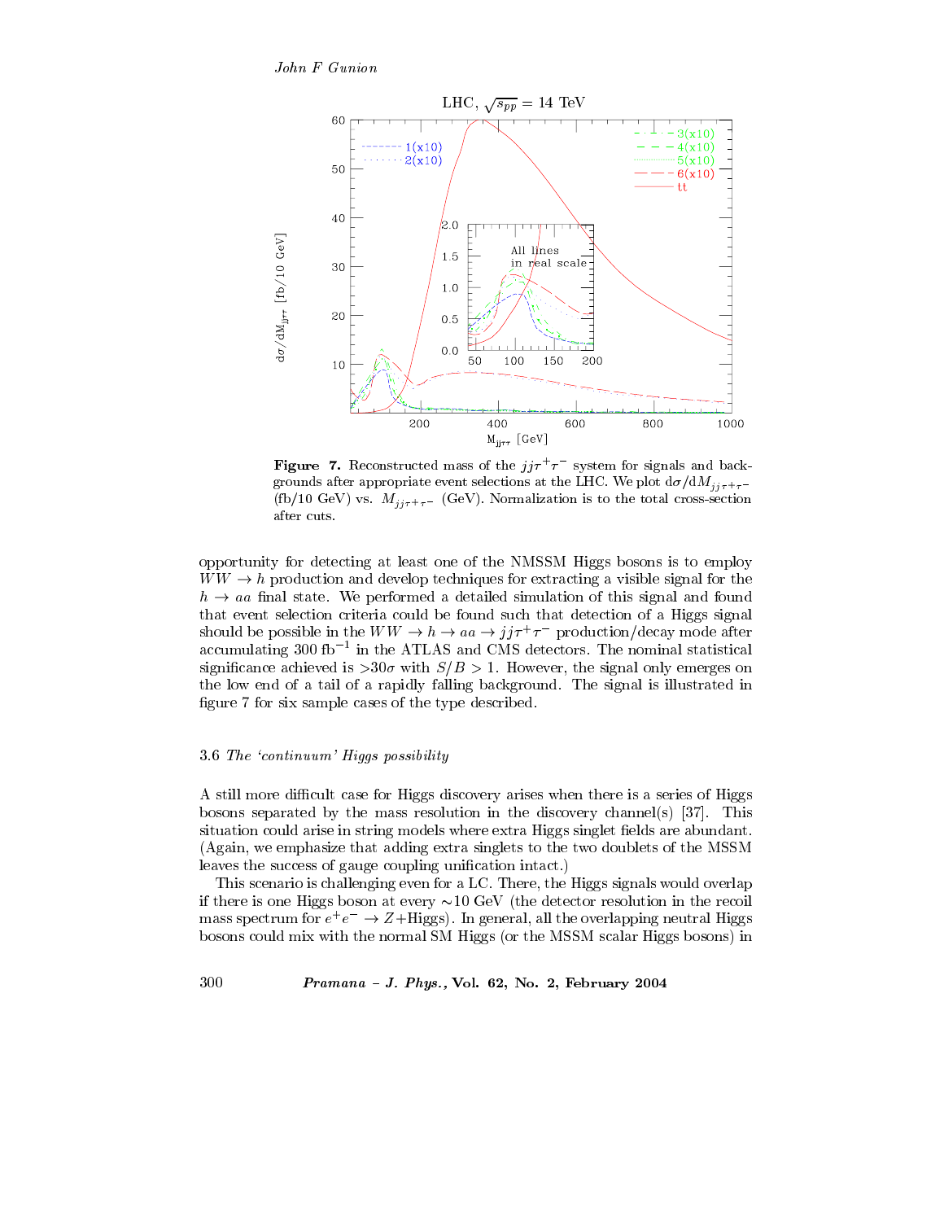**Figure 7.** Reconstructed mass of the $jj\tau^+\tau^-$ system for signals and backgrounds after appropriate event selections at the LHC. We plot $d\sigma/dM_{jj\tau^+\tau^-}$ (fb/10 GeV) vs. $M_{jj\tau^+\tau^-}$ (GeV). Normalization is to the total cross-section after cuts.

opportunity for detecting at least one of the NMSSM Higgs bosons is to employ $WW \to h$ production and develop techniques for extracting a visible signal for the $h \to aa$ final state. We performed a detailed simulation of this signal and found that event selection criteria could be found such that detection of a Higgs signal should be possible in the $WW \to h \to aa \to jj\tau^+\tau^-$ production/decay mode after accumulating 300 fb$^{-1}$ in the ATLAS and CMS detectors. The nominal statistical significance achieved is $>30\sigma$ with $S/B > 1$. However, the signal only emerges on the low end of a tail of a rapidly falling background. The signal is illustrated in figure 7 for six sample cases of the type described.

### 3.6 *The 'continuum' Higgs possibility*

A still more difficult case for Higgs discovery arises when there is a series of Higgs bosons separated by the mass resolution in the discovery channel(s) [37]. This situation could arise in string models where extra Higgs singlet fields are abundant. (Again, we emphasize that adding extra singlets to the two doublets of the MSSM leaves the success of gauge coupling unification intact.)

This scenario is challenging even for a LC. There, the Higgs signals would overlap if there is one Higgs boson at every $\sim$10 GeV (the detector resolution in the recoil mass spectrum for $e^+e^- \to Z$+Higgs). In general, all the overlapping neutral Higgs bosons could mix with the normal SM Higgs (or the MSSM scalar Higgs bosons) in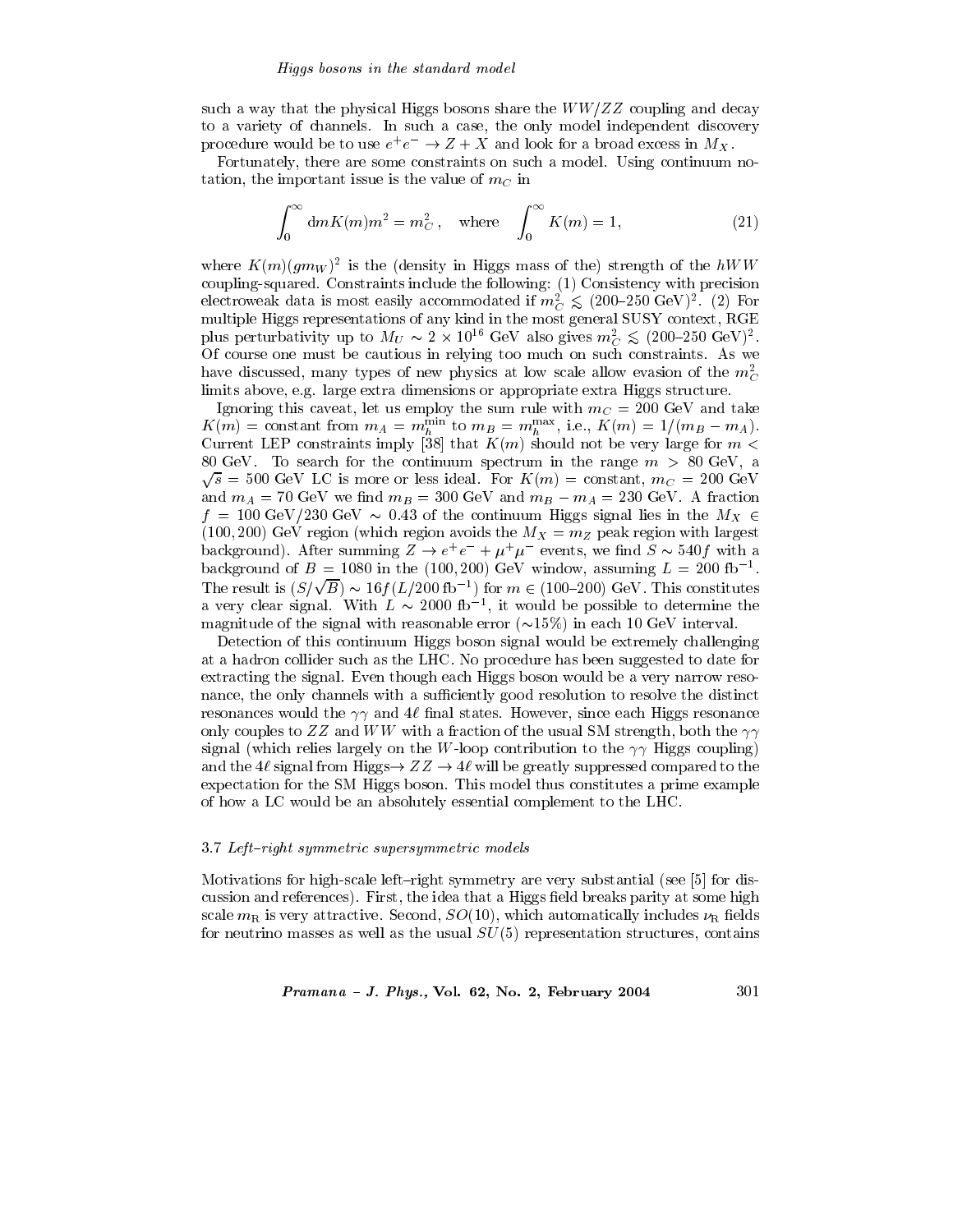such a way that the physical Higgs bosons share the $WW/ZZ$ coupling and decay to a variety of channels. In such a case, the only model independent discovery procedure would be to use $e^+e^- \to Z + X$ and look for a broad excess in $M_X$.

Fortunately, there are some constraints on such a model. Using continuum notation, the important issue is the value of $m_C$ in

$$\int_0^\infty \mathrm{d}m K(m) m^2 = m_C^2 \,, \quad \text{where} \quad \int_0^\infty K(m) = 1, \tag{21}$$

where $K(m)(gm_W)^2$ is the (density in Higgs mass of the) strength of the $hWW$ coupling-squared. Constraints include the following: (1) Consistency with precision electroweak data is most easily accommodated if $m_C^2 \lesssim (200\text{–}250 \text{ GeV})^2$. (2) For multiple Higgs representations of any kind in the most general SUSY context, RGE plus perturbativity up to $M_U \sim 2 \times 10^{16}$ GeV also gives $m_C^2 \lesssim (200\text{–}250 \text{ GeV})^2$. Of course one must be cautious in relying too much on such constraints. As we have discussed, many types of new physics at low scale allow evasion of the $m_C^2$ limits above, e.g. large extra dimensions or appropriate extra Higgs structure.

Ignoring this caveat, let us employ the sum rule with $m_C = 200$ GeV and take $K(m) = $ constant from $m_A = m_h^{\min}$ to $m_B = m_h^{\max}$, i.e., $K(m) = 1/(m_B - m_A)$. Current LEP constraints imply [38] that $K(m)$ should not be very large for $m < 80$ GeV. To search for the continuum spectrum in the range $m > 80$ GeV, a $\sqrt{s} = 500$ GeV LC is more or less ideal. For $K(m) = $ constant, $m_C = 200$ GeV and $m_A = 70$ GeV we find $m_B = 300$ GeV and $m_B - m_A = 230$ GeV. A fraction $f = 100 \text{ GeV}/230 \text{ GeV} \sim 0.43$ of the continuum Higgs signal lies in the $M_X \in (100, 200)$ GeV region (which region avoids the $M_X = m_Z$ peak region with largest background). After summing $Z \to e^+e^- + \mu^+\mu^-$ events, we find $S \sim 540f$ with a background of $B = 1080$ in the $(100, 200)$ GeV window, assuming $L = 200 \text{ fb}^{-1}$. The result is $(S/\sqrt{B}) \sim 16f(L/200 \text{ fb}^{-1})$ for $m \in (100\text{–}200)$ GeV. This constitutes a very clear signal. With $L \sim 2000 \text{ fb}^{-1}$, it would be possible to determine the magnitude of the signal with reasonable error ($\sim$15%) in each 10 GeV interval.

Detection of this continuum Higgs boson signal would be extremely challenging at a hadron collider such as the LHC. No procedure has been suggested to date for extracting the signal. Even though each Higgs boson would be a very narrow resonance, the only channels with a sufficiently good resolution to resolve the distinct resonances would the $\gamma\gamma$ and $4\ell$ final states. However, since each Higgs resonance only couples to $ZZ$ and $WW$ with a fraction of the usual SM strength, both the $\gamma\gamma$ signal (which relies largely on the $W$-loop contribution to the $\gamma\gamma$ Higgs coupling) and the $4\ell$ signal from Higgs$\to ZZ \to 4\ell$ will be greatly suppressed compared to the expectation for the SM Higgs boson. This model thus constitutes a prime example of how a LC would be an absolutely essential complement to the LHC.

### 3.7 *Left–right symmetric supersymmetric models*

Motivations for high-scale left–right symmetry are very substantial (see [5] for discussion and references). First, the idea that a Higgs field breaks parity at some high scale $m_{\mathrm{R}}$ is very attractive. Second, $SO(10)$, which automatically includes $\nu_{\mathrm{R}}$ fields for neutrino masses as well as the usual $SU(5)$ representation structures, contains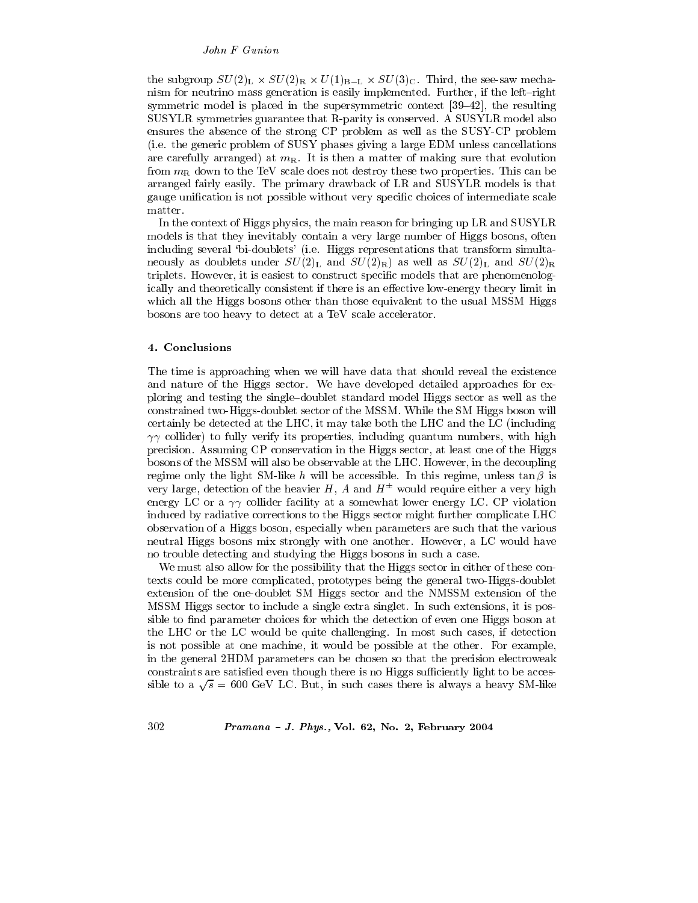the subgroup $SU(2)_{\rm L} \times SU(2)_{\rm R} \times U(1)_{\rm B-L} \times SU(3)_{\rm C}$. Third, the see-saw mechanism for neutrino mass generation is easily implemented. Further, if the left–right symmetric model is placed in the supersymmetric context [39–42], the resulting SUSYLR symmetries guarantee that R-parity is conserved. A SUSYLR model also ensures the absence of the strong CP problem as well as the SUSY-CP problem (i.e. the generic problem of SUSY phases giving a large EDM unless cancellations are carefully arranged) at $m_{\rm R}$. It is then a matter of making sure that evolution from $m_{\rm R}$ down to the TeV scale does not destroy these two properties. This can be arranged fairly easily. The primary drawback of LR and SUSYLR models is that gauge unification is not possible without very specific choices of intermediate scale matter.

In the context of Higgs physics, the main reason for bringing up LR and SUSYLR models is that they inevitably contain a very large number of Higgs bosons, often including several 'bi-doublets' (i.e. Higgs representations that transform simultaneously as doublets under $SU(2)_{\rm L}$ and $SU(2)_{\rm R}$) as well as $SU(2)_{\rm L}$ and $SU(2)_{\rm R}$ triplets. However, it is easiest to construct specific models that are phenomenologically and theoretically consistent if there is an effective low-energy theory limit in which all the Higgs bosons other than those equivalent to the usual MSSM Higgs bosons are too heavy to detect at a TeV scale accelerator.

## 4. Conclusions

The time is approaching when we will have data that should reveal the existence and nature of the Higgs sector. We have developed detailed approaches for exploring and testing the single–doublet standard model Higgs sector as well as the constrained two-Higgs-doublet sector of the MSSM. While the SM Higgs boson will certainly be detected at the LHC, it may take both the LHC and the LC (including $\gamma\gamma$ collider) to fully verify its properties, including quantum numbers, with high precision. Assuming CP conservation in the Higgs sector, at least one of the Higgs bosons of the MSSM will also be observable at the LHC. However, in the decoupling regime only the light SM-like $h$ will be accessible. In this regime, unless $\tan\beta$ is very large, detection of the heavier $H$, $A$ and $H^{\pm}$ would require either a very high energy LC or a $\gamma\gamma$ collider facility at a somewhat lower energy LC. CP violation induced by radiative corrections to the Higgs sector might further complicate LHC observation of a Higgs boson, especially when parameters are such that the various neutral Higgs bosons mix strongly with one another. However, a LC would have no trouble detecting and studying the Higgs bosons in such a case.

We must also allow for the possibility that the Higgs sector in either of these contexts could be more complicated, prototypes being the general two-Higgs-doublet extension of the one-doublet SM Higgs sector and the NMSSM extension of the MSSM Higgs sector to include a single extra singlet. In such extensions, it is possible to find parameter choices for which the detection of even one Higgs boson at the LHC or the LC would be quite challenging. In most such cases, if detection is not possible at one machine, it would be possible at the other. For example, in the general 2HDM parameters can be chosen so that the precision electroweak constraints are satisfied even though there is no Higgs sufficiently light to be accessible to a $\sqrt{s} = 600$ GeV LC. But, in such cases there is always a heavy SM-like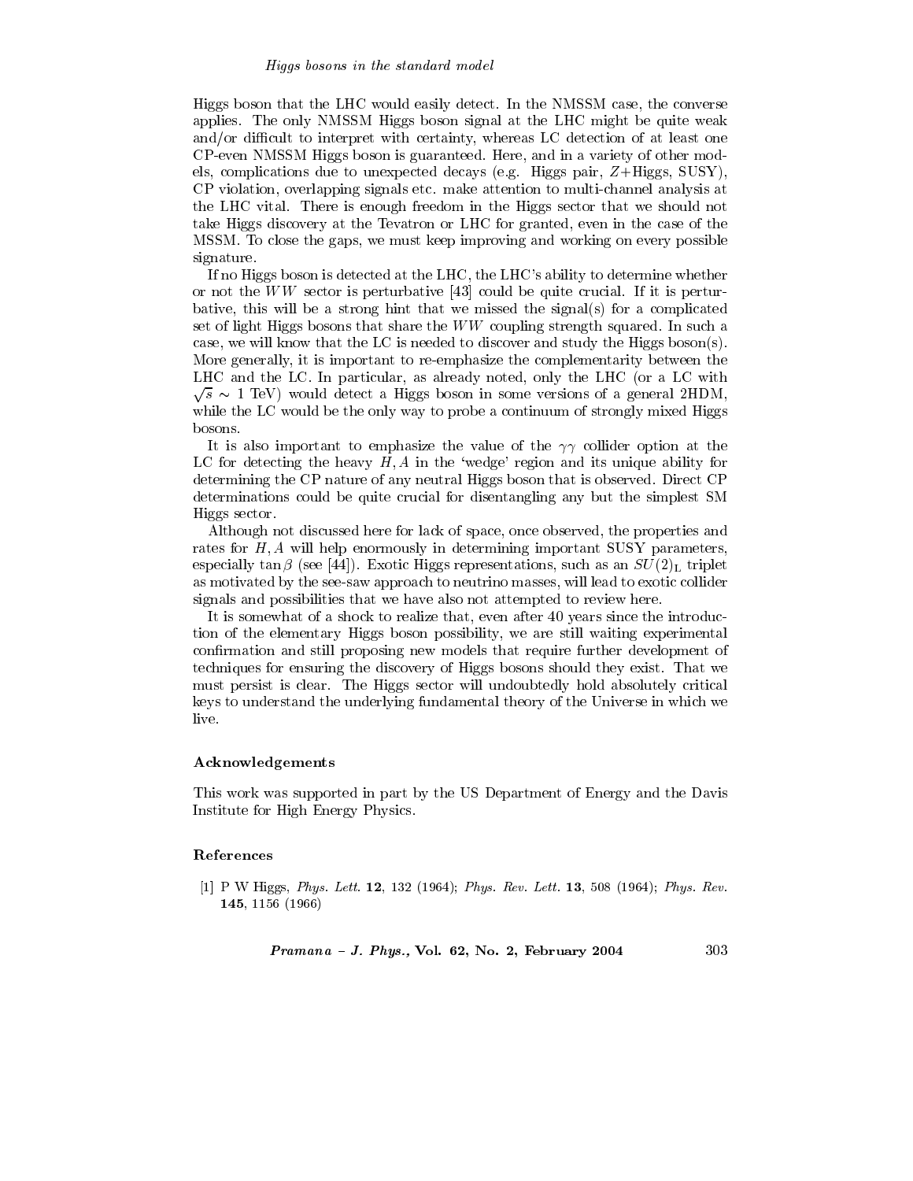Higgs boson that the LHC would easily detect. In the NMSSM case, the converse applies. The only NMSSM Higgs boson signal at the LHC might be quite weak and/or difficult to interpret with certainty, whereas LC detection of at least one CP-even NMSSM Higgs boson is guaranteed. Here, and in a variety of other models, complications due to unexpected decays (e.g. Higgs pair, $Z$+Higgs, SUSY), CP violation, overlapping signals etc. make attention to multi-channel analysis at the LHC vital. There is enough freedom in the Higgs sector that we should not take Higgs discovery at the Tevatron or LHC for granted, even in the case of the MSSM. To close the gaps, we must keep improving and working on every possible signature.

If no Higgs boson is detected at the LHC, the LHC's ability to determine whether or not the $WW$ sector is perturbative [43] could be quite crucial. If it is perturbative, this will be a strong hint that we missed the signal(s) for a complicated set of light Higgs bosons that share the $WW$ coupling strength squared. In such a case, we will know that the LC is needed to discover and study the Higgs boson(s). More generally, it is important to re-emphasize the complementarity between the LHC and the LC. In particular, as already noted, only the LHC (or a LC with $\sqrt{s} \sim 1$ TeV) would detect a Higgs boson in some versions of a general 2HDM, while the LC would be the only way to probe a continuum of strongly mixed Higgs bosons.

It is also important to emphasize the value of the $\gamma\gamma$ collider option at the LC for detecting the heavy $H, A$ in the 'wedge' region and its unique ability for determining the CP nature of any neutral Higgs boson that is observed. Direct CP determinations could be quite crucial for disentangling any but the simplest SM Higgs sector.

Although not discussed here for lack of space, once observed, the properties and rates for $H, A$ will help enormously in determining important SUSY parameters, especially $\tan\beta$ (see [44]). Exotic Higgs representations, such as an $SU(2)_{\rm L}$ triplet as motivated by the see-saw approach to neutrino masses, will lead to exotic collider signals and possibilities that we have also not attempted to review here.

It is somewhat of a shock to realize that, even after 40 years since the introduction of the elementary Higgs boson possibility, we are still waiting experimental confirmation and still proposing new models that require further development of techniques for ensuring the discovery of Higgs bosons should they exist. That we must persist is clear. The Higgs sector will undoubtedly hold absolutely critical keys to understand the underlying fundamental theory of the Universe in which we live.

### Acknowledgements

This work was supported in part by the US Department of Energy and the Davis Institute for High Energy Physics.

### References

[1] P W Higgs, *Phys. Lett.* **12**, 132 (1964); *Phys. Rev. Lett.* **13**, 508 (1964); *Phys. Rev.* **145**, 1156 (1966)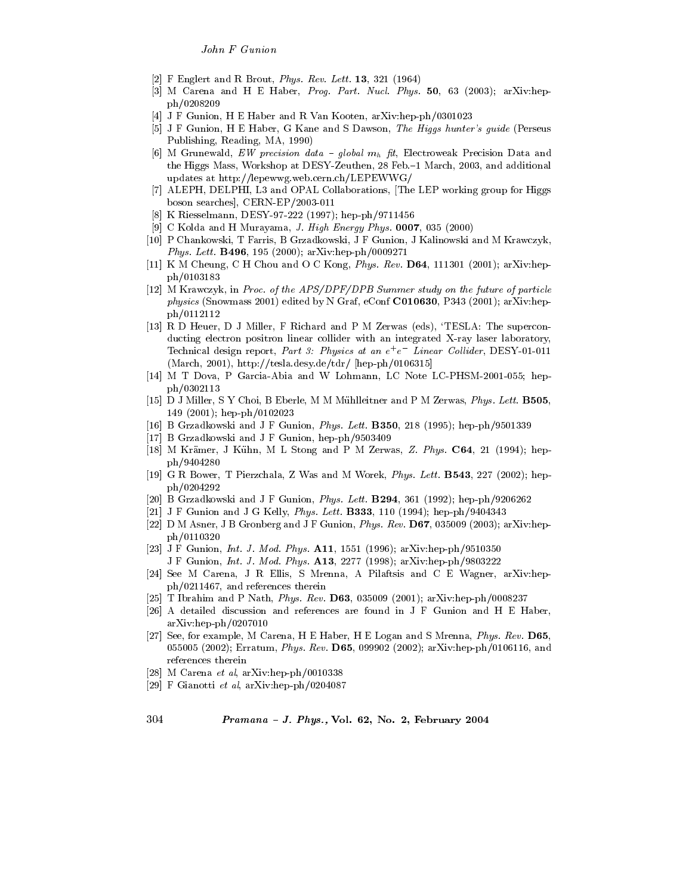[2] F Englert and R Brout, *Phys. Rev. Lett.* **13**, 321 (1964)

[3] M Carena and H E Haber, *Prog. Part. Nucl. Phys.* **50**, 63 (2003); arXiv:hep-ph/0208209

[4] J F Gunion, H E Haber and R Van Kooten, arXiv:hep-ph/0301023

[5] J F Gunion, H E Haber, G Kane and S Dawson, *The Higgs hunter's guide* (Perseus Publishing, Reading, MA, 1990)

[6] M Grunewald, *EW precision data – global $m_h$ fit*, Electroweak Precision Data and the Higgs Mass, Workshop at DESY-Zeuthen, 28 Feb.–1 March, 2003, and additional updates at http://lepewwg.web.cern.ch/LEPEWWG/

[7] ALEPH, DELPHI, L3 and OPAL Collaborations, [The LEP working group for Higgs boson searches], CERN-EP/2003-011

[8] K Riesselmann, DESY-97-222 (1997); hep-ph/9711456

[9] C Kolda and H Murayama, *J. High Energy Phys.* **0007**, 035 (2000)

[10] P Chankowski, T Farris, B Grzadkowski, J F Gunion, J Kalinowski and M Krawczyk, *Phys. Lett.* **B496**, 195 (2000); arXiv:hep-ph/0009271

[11] K M Cheung, C H Chou and O C Kong, *Phys. Rev.* **D64**, 111301 (2001); arXiv:hep-ph/0103183

[12] M Krawczyk, in *Proc. of the APS/DPF/DPB Summer study on the future of particle physics* (Snowmass 2001) edited by N Graf, eConf **C010630**, P343 (2001); arXiv:hep-ph/0112112

[13] R D Heuer, D J Miller, F Richard and P M Zerwas (eds), 'TESLA: The superconducting electron positron linear collider with an integrated X-ray laser laboratory, Technical design report, *Part 3: Physics at an $e^+e^-$ Linear Collider*, DESY-01-011 (March, 2001), http://tesla.desy.de/tdr/ [hep-ph/0106315]

[14] M T Dova, P Garcia-Abia and W Lohmann, LC Note LC-PHSM-2001-055; hep-ph/0302113

[15] D J Miller, S Y Choi, B Eberle, M M Mühlleitner and P M Zerwas, *Phys. Lett.* **B505**, 149 (2001); hep-ph/0102023

[16] B Grzadkowski and J F Gunion, *Phys. Lett.* **B350**, 218 (1995); hep-ph/9501339

[17] B Grzadkowski and J F Gunion, hep-ph/9503409

[18] M Krämer, J Kühn, M L Stong and P M Zerwas, *Z. Phys.* **C64**, 21 (1994); hep-ph/9404280

[19] G R Bower, T Pierzchala, Z Was and M Worek, *Phys. Lett.* **B543**, 227 (2002); hep-ph/0204292

[20] B Grzadkowski and J F Gunion, *Phys. Lett.* **B294**, 361 (1992); hep-ph/9206262

[21] J F Gunion and J G Kelly, *Phys. Lett.* **B333**, 110 (1994); hep-ph/9404343

[22] D M Asner, J B Gronberg and J F Gunion, *Phys. Rev.* **D67**, 035009 (2003); arXiv:hep-ph/0110320

[23] J F Gunion, *Int. J. Mod. Phys.* **A11**, 1551 (1996); arXiv:hep-ph/9510350
J F Gunion, *Int. J. Mod. Phys.* **A13**, 2277 (1998); arXiv:hep-ph/9803222

[24] See M Carena, J R Ellis, S Mrenna, A Pilaftsis and C E Wagner, arXiv:hep-ph/0211467, and references therein

[25] T Ibrahim and P Nath, *Phys. Rev.* **D63**, 035009 (2001); arXiv:hep-ph/0008237

[26] A detailed discussion and references are found in J F Gunion and H E Haber, arXiv:hep-ph/0207010

[27] See, for example, M Carena, H E Haber, H E Logan and S Mrenna, *Phys. Rev.* **D65**, 055005 (2002); Erratum, *Phys. Rev.* **D65**, 099902 (2002); arXiv:hep-ph/0106116, and references therein

[28] M Carena *et al*, arXiv:hep-ph/0010338

[29] F Gianotti *et al*, arXiv:hep-ph/0204087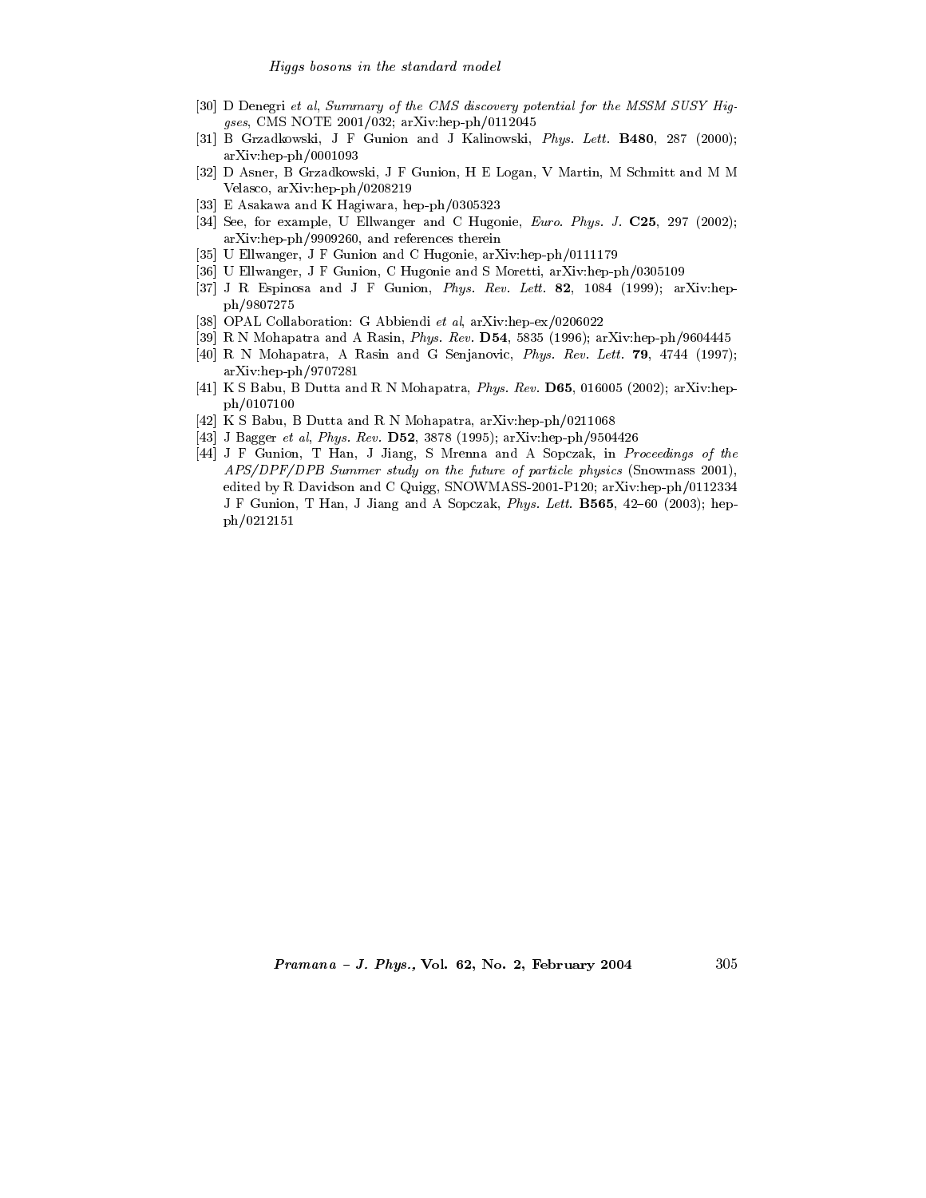[30] D Denegri *et al*, *Summary of the CMS discovery potential for the MSSM SUSY Higgses*, CMS NOTE 2001/032; arXiv:hep-ph/0112045

[31] B Grzadkowski, J F Gunion and J Kalinowski, *Phys. Lett.* **B480**, 287 (2000); arXiv:hep-ph/0001093

[32] D Asner, B Grzadkowski, J F Gunion, H E Logan, V Martin, M Schmitt and M M Velasco, arXiv:hep-ph/0208219

[33] E Asakawa and K Hagiwara, hep-ph/0305323

[34] See, for example, U Ellwanger and C Hugonie, *Euro. Phys. J.* **C25**, 297 (2002); arXiv:hep-ph/9909260, and references therein

[35] U Ellwanger, J F Gunion and C Hugonie, arXiv:hep-ph/0111179

[36] U Ellwanger, J F Gunion, C Hugonie and S Moretti, arXiv:hep-ph/0305109

[37] J R Espinosa and J F Gunion, *Phys. Rev. Lett.* **82**, 1084 (1999); arXiv:hep-ph/9807275

[38] OPAL Collaboration: G Abbiendi *et al*, arXiv:hep-ex/0206022

[39] R N Mohapatra and A Rasin, *Phys. Rev.* **D54**, 5835 (1996); arXiv:hep-ph/9604445

[40] R N Mohapatra, A Rasin and G Senjanovic, *Phys. Rev. Lett.* **79**, 4744 (1997); arXiv:hep-ph/9707281

[41] K S Babu, B Dutta and R N Mohapatra, *Phys. Rev.* **D65**, 016005 (2002); arXiv:hep-ph/0107100

[42] K S Babu, B Dutta and R N Mohapatra, arXiv:hep-ph/0211068

[43] J Bagger *et al*, *Phys. Rev.* **D52**, 3878 (1995); arXiv:hep-ph/9504426

[44] J F Gunion, T Han, J Jiang, S Mrenna and A Sopczak, in *Proceedings of the APS/DPF/DPB Summer study on the future of particle physics* (Snowmass 2001), edited by R Davidson and C Quigg, SNOWMASS-2001-P120; arXiv:hep-ph/0112334
J F Gunion, T Han, J Jiang and A Sopczak, *Phys. Lett.* **B565**, 42–60 (2003); hep-ph/0212151